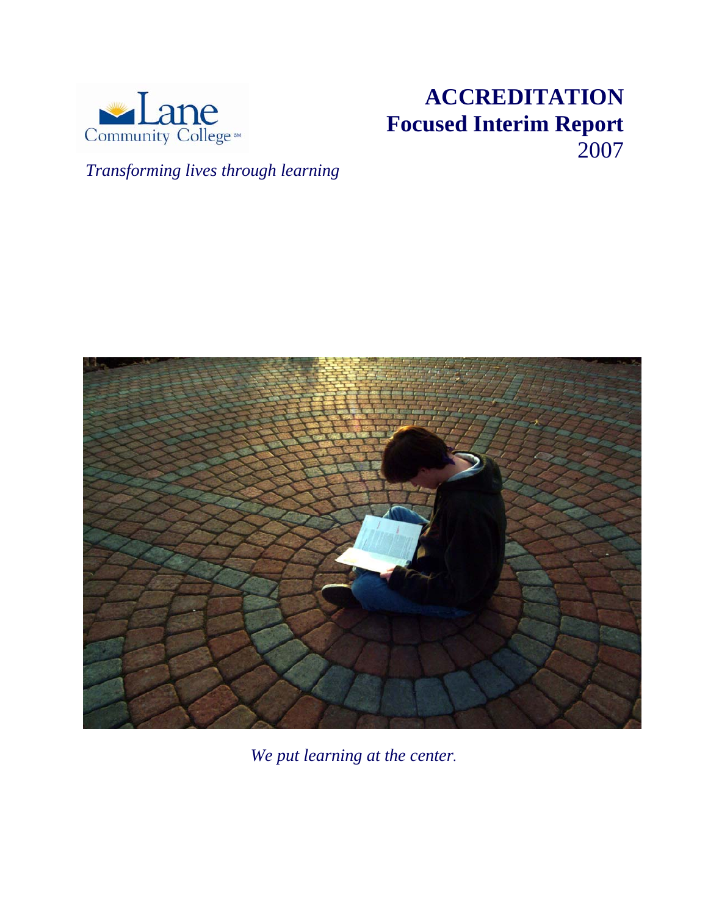Lane Community College

*Transforming lives through learning*

# ACCREDITATION
# Focused Interim Report
2007

*We put learning at the center.*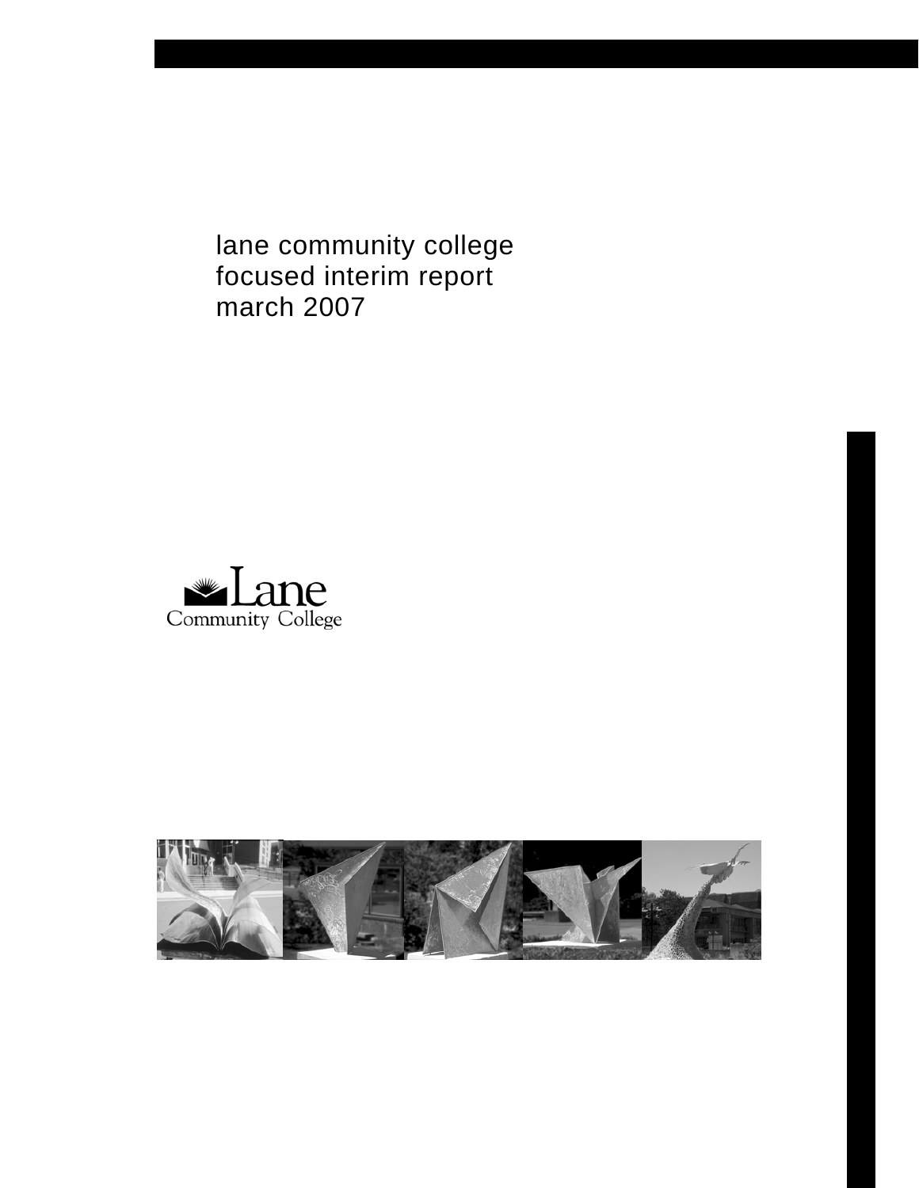# lane community college focused interim report march 2007

Lane Community College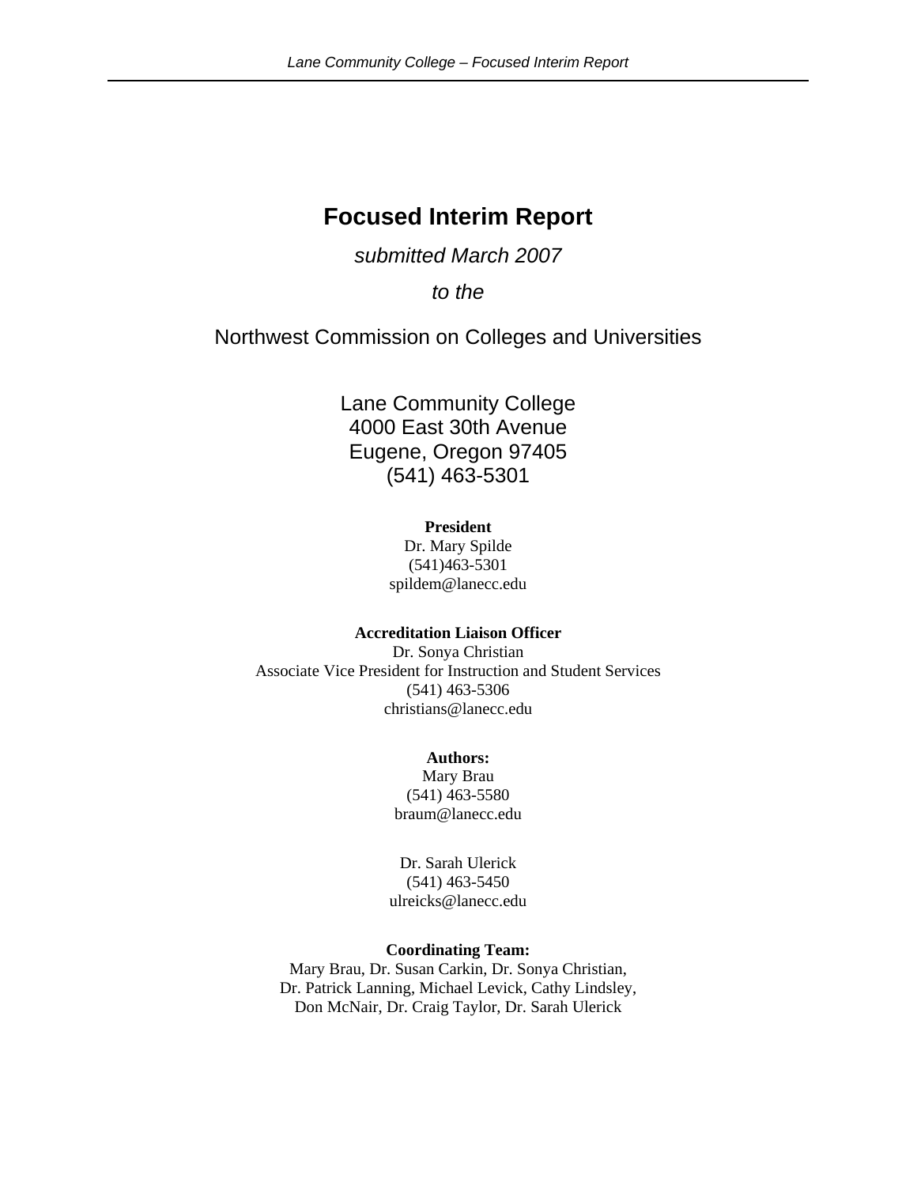# Focused Interim Report

*submitted March 2007*

*to the*

Northwest Commission on Colleges and Universities

Lane Community College
4000 East 30th Avenue
Eugene, Oregon 97405
(541) 463-5301

**President**
Dr. Mary Spilde
(541)463-5301
spildem@lanecc.edu

**Accreditation Liaison Officer**
Dr. Sonya Christian
Associate Vice President for Instruction and Student Services
(541) 463-5306
christians@lanecc.edu

**Authors:**
Mary Brau
(541) 463-5580
braum@lanecc.edu

Dr. Sarah Ulerick
(541) 463-5450
ulreicks@lanecc.edu

**Coordinating Team:**
Mary Brau, Dr. Susan Carkin, Dr. Sonya Christian,
Dr. Patrick Lanning, Michael Levick, Cathy Lindsley,
Don McNair, Dr. Craig Taylor, Dr. Sarah Ulerick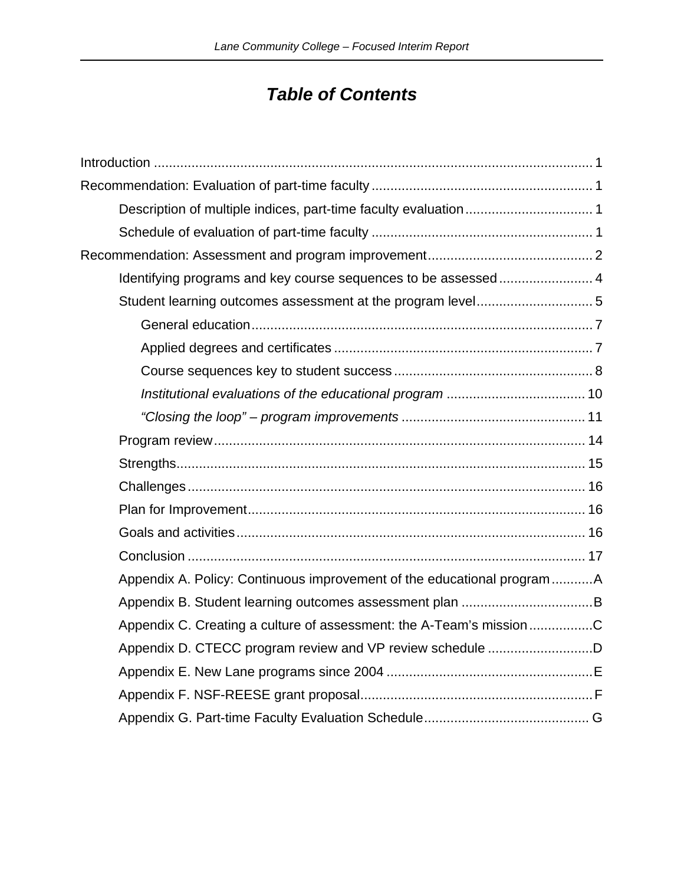# *Table of Contents*

Introduction ........................................................................................................ 1

Recommendation: Evaluation of part-time faculty ........................................................... 1

- Description of multiple indices, part-time faculty evaluation .................................. 1
- Schedule of evaluation of part-time faculty ........................................................... 1

Recommendation: Assessment and program improvement ............................................ 2

- Identifying programs and key course sequences to be assessed ......................... 4
- Student learning outcomes assessment at the program level ............................... 5
  - General education ........................................................................................... 7
  - Applied degrees and certificates ..................................................................... 7
  - Course sequences key to student success ..................................................... 8
  - *Institutional evaluations of the educational program* ..................................... 10
  - *"Closing the loop" – program improvements* ................................................. 11
- Program review .................................................................................................. 14
- Strengths............................................................................................................ 15
- Challenges ......................................................................................................... 16
- Plan for Improvement......................................................................................... 16
- Goals and activities ............................................................................................ 16
- Conclusion ......................................................................................................... 17
- Appendix A. Policy: Continuous improvement of the educational program ...........A
- Appendix B. Student learning outcomes assessment plan ...................................B
- Appendix C. Creating a culture of assessment: the A-Team's mission .................C
- Appendix D. CTECC program review and VP review schedule ............................D
- Appendix E. New Lane programs since 2004 .......................................................E
- Appendix F. NSF-REESE grant proposal.............................................................F
- Appendix G. Part-time Faculty Evaluation Schedule............................................ G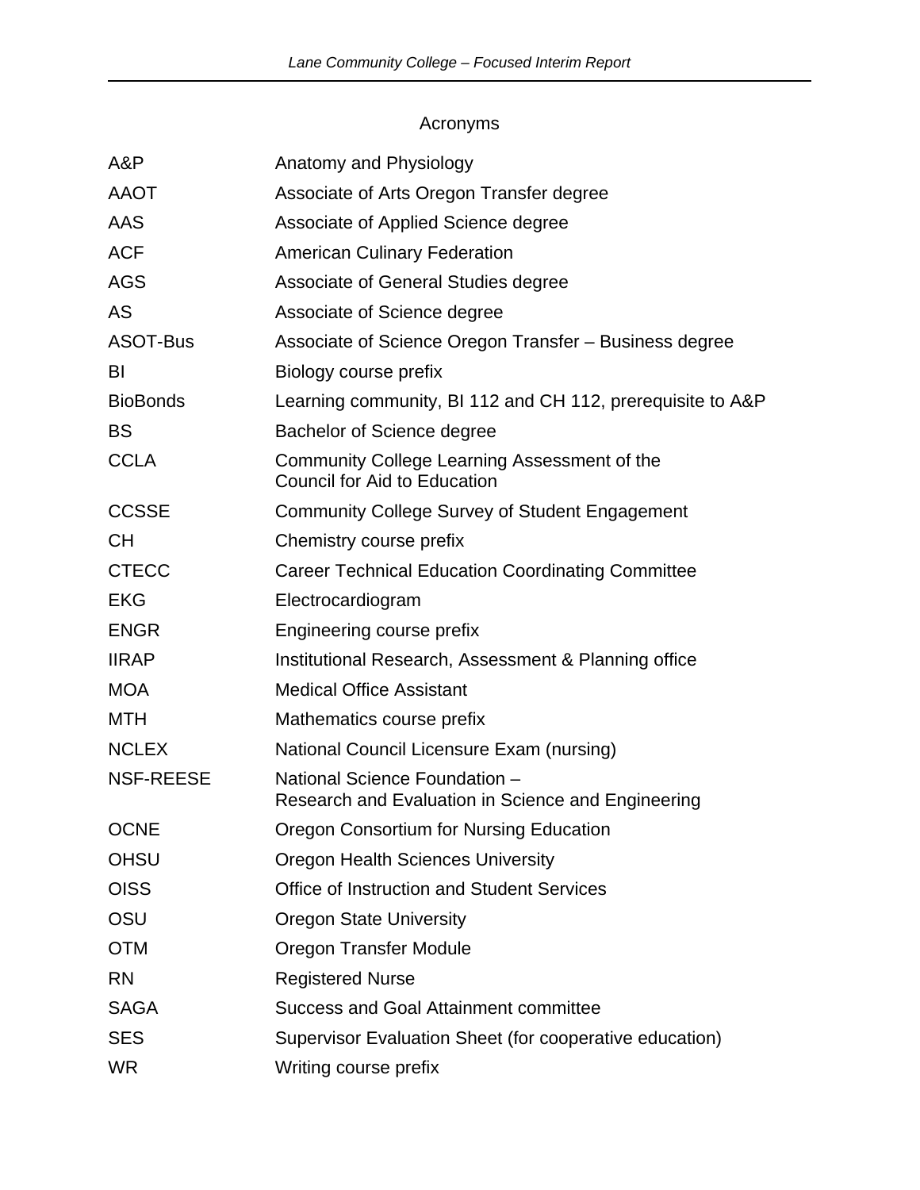# Acronyms

| | |
|---|---|
| A&P | Anatomy and Physiology |
| AAOT | Associate of Arts Oregon Transfer degree |
| AAS | Associate of Applied Science degree |
| ACF | American Culinary Federation |
| AGS | Associate of General Studies degree |
| AS | Associate of Science degree |
| ASOT-Bus | Associate of Science Oregon Transfer – Business degree |
| BI | Biology course prefix |
| BioBonds | Learning community, BI 112 and CH 112, prerequisite to A&P |
| BS | Bachelor of Science degree |
| CCLA | Community College Learning Assessment of the Council for Aid to Education |
| CCSSE | Community College Survey of Student Engagement |
| CH | Chemistry course prefix |
| CTECC | Career Technical Education Coordinating Committee |
| EKG | Electrocardiogram |
| ENGR | Engineering course prefix |
| IIRAP | Institutional Research, Assessment & Planning office |
| MOA | Medical Office Assistant |
| MTH | Mathematics course prefix |
| NCLEX | National Council Licensure Exam (nursing) |
| NSF-REESE | National Science Foundation – Research and Evaluation in Science and Engineering |
| OCNE | Oregon Consortium for Nursing Education |
| OHSU | Oregon Health Sciences University |
| OISS | Office of Instruction and Student Services |
| OSU | Oregon State University |
| OTM | Oregon Transfer Module |
| RN | Registered Nurse |
| SAGA | Success and Goal Attainment committee |
| SES | Supervisor Evaluation Sheet (for cooperative education) |
| WR | Writing course prefix |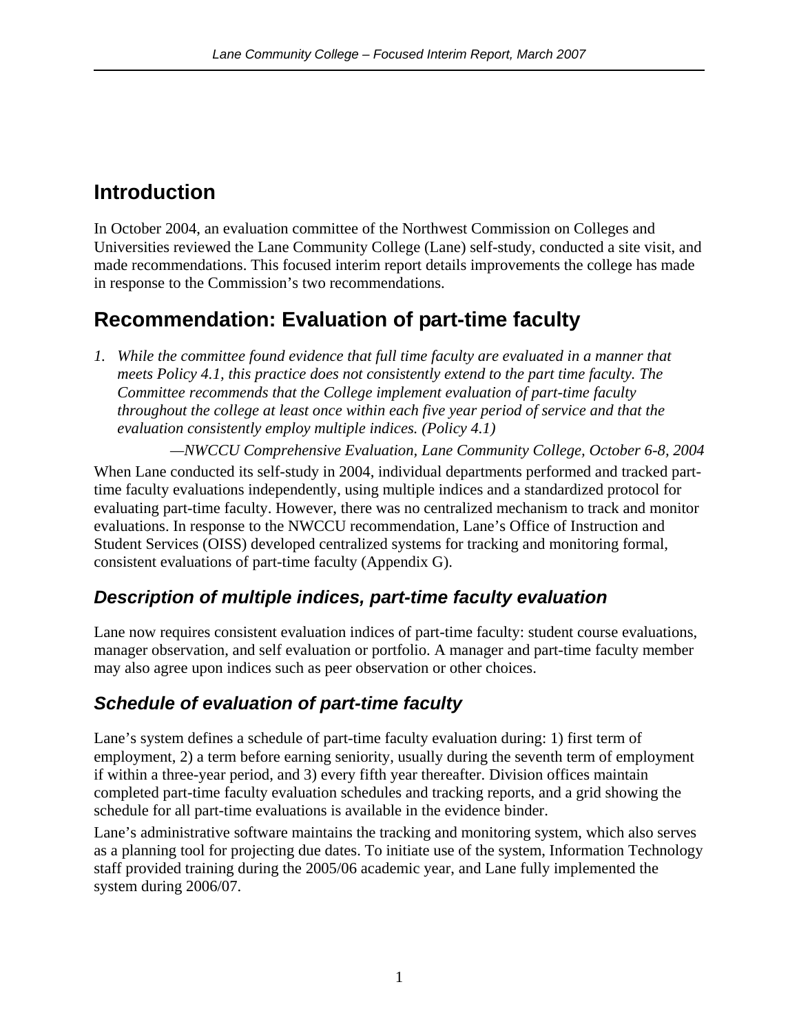# Introduction

In October 2004, an evaluation committee of the Northwest Commission on Colleges and Universities reviewed the Lane Community College (Lane) self-study, conducted a site visit, and made recommendations. This focused interim report details improvements the college has made in response to the Commission's two recommendations.

# Recommendation: Evaluation of part-time faculty

1. *While the committee found evidence that full time faculty are evaluated in a manner that meets Policy 4.1, this practice does not consistently extend to the part time faculty. The Committee recommends that the College implement evaluation of part-time faculty throughout the college at least once within each five year period of service and that the evaluation consistently employ multiple indices. (Policy 4.1)*

*—NWCCU Comprehensive Evaluation, Lane Community College, October 6-8, 2004*

When Lane conducted its self-study in 2004, individual departments performed and tracked part-time faculty evaluations independently, using multiple indices and a standardized protocol for evaluating part-time faculty. However, there was no centralized mechanism to track and monitor evaluations. In response to the NWCCU recommendation, Lane's Office of Instruction and Student Services (OISS) developed centralized systems for tracking and monitoring formal, consistent evaluations of part-time faculty (Appendix G).

## *Description of multiple indices, part-time faculty evaluation*

Lane now requires consistent evaluation indices of part-time faculty: student course evaluations, manager observation, and self evaluation or portfolio. A manager and part-time faculty member may also agree upon indices such as peer observation or other choices.

## *Schedule of evaluation of part-time faculty*

Lane's system defines a schedule of part-time faculty evaluation during: 1) first term of employment, 2) a term before earning seniority, usually during the seventh term of employment if within a three-year period, and 3) every fifth year thereafter. Division offices maintain completed part-time faculty evaluation schedules and tracking reports, and a grid showing the schedule for all part-time evaluations is available in the evidence binder.

Lane's administrative software maintains the tracking and monitoring system, which also serves as a planning tool for projecting due dates. To initiate use of the system, Information Technology staff provided training during the 2005/06 academic year, and Lane fully implemented the system during 2006/07.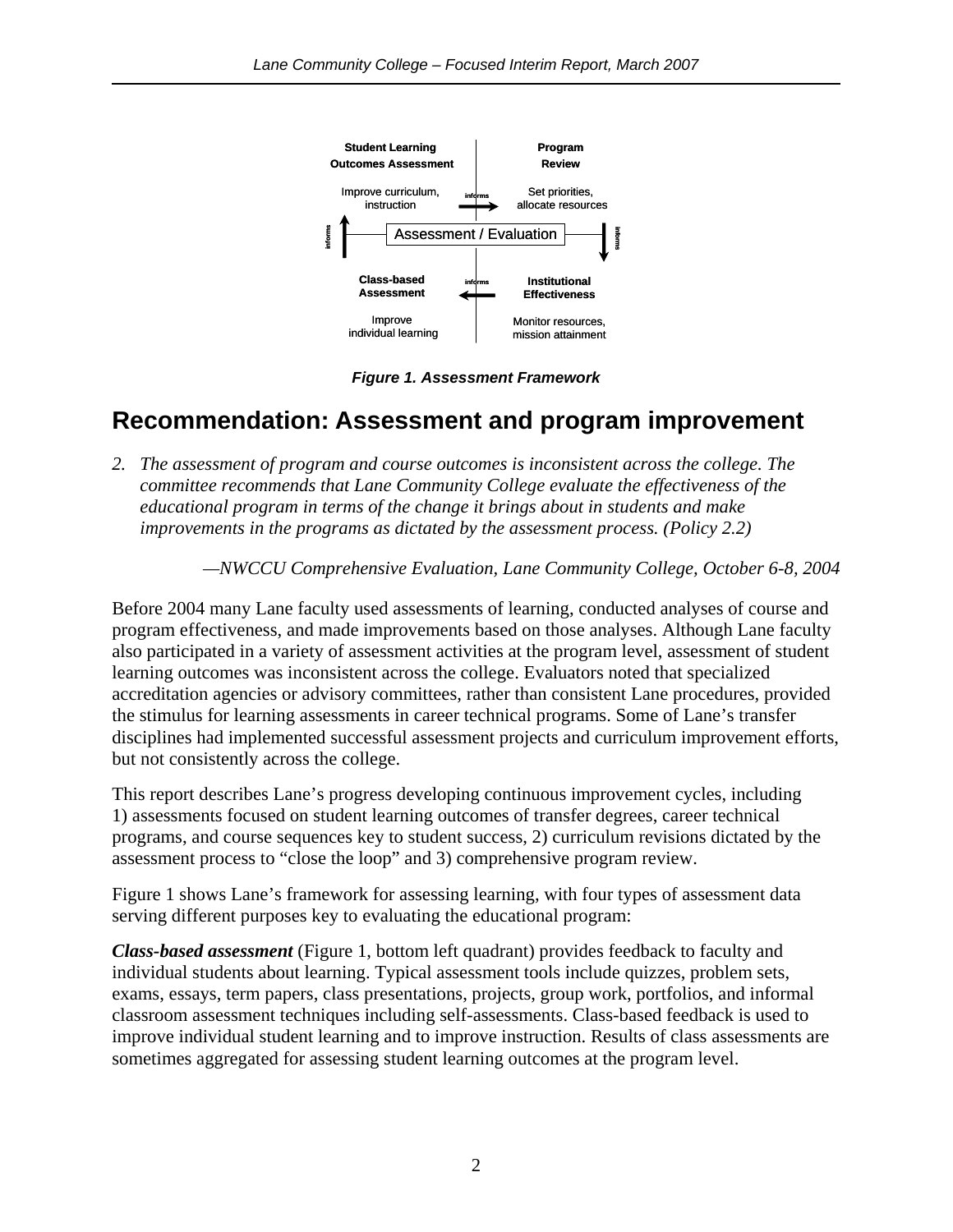| Student Learning Outcomes Assessment | | Program Review |
| --- | --- | --- |
| Improve curriculum, instruction | informs → | Set priorities, allocate resources |
| ↑ informs | Assessment / Evaluation | informs ↓ |
| Class-based Assessment | ← informs | Institutional Effectiveness |
| Improve individual learning | | Monitor resources, mission attainment |

***Figure 1. Assessment Framework***

## Recommendation: Assessment and program improvement

*2. The assessment of program and course outcomes is inconsistent across the college. The committee recommends that Lane Community College evaluate the effectiveness of the educational program in terms of the change it brings about in students and make improvements in the programs as dictated by the assessment process. (Policy 2.2)*

*—NWCCU Comprehensive Evaluation, Lane Community College, October 6-8, 2004*

Before 2004 many Lane faculty used assessments of learning, conducted analyses of course and program effectiveness, and made improvements based on those analyses. Although Lane faculty also participated in a variety of assessment activities at the program level, assessment of student learning outcomes was inconsistent across the college. Evaluators noted that specialized accreditation agencies or advisory committees, rather than consistent Lane procedures, provided the stimulus for learning assessments in career technical programs. Some of Lane's transfer disciplines had implemented successful assessment projects and curriculum improvement efforts, but not consistently across the college.

This report describes Lane's progress developing continuous improvement cycles, including 1) assessments focused on student learning outcomes of transfer degrees, career technical programs, and course sequences key to student success, 2) curriculum revisions dictated by the assessment process to "close the loop" and 3) comprehensive program review.

Figure 1 shows Lane's framework for assessing learning, with four types of assessment data serving different purposes key to evaluating the educational program:

***Class-based assessment*** (Figure 1, bottom left quadrant) provides feedback to faculty and individual students about learning. Typical assessment tools include quizzes, problem sets, exams, essays, term papers, class presentations, projects, group work, portfolios, and informal classroom assessment techniques including self-assessments. Class-based feedback is used to improve individual student learning and to improve instruction. Results of class assessments are sometimes aggregated for assessing student learning outcomes at the program level.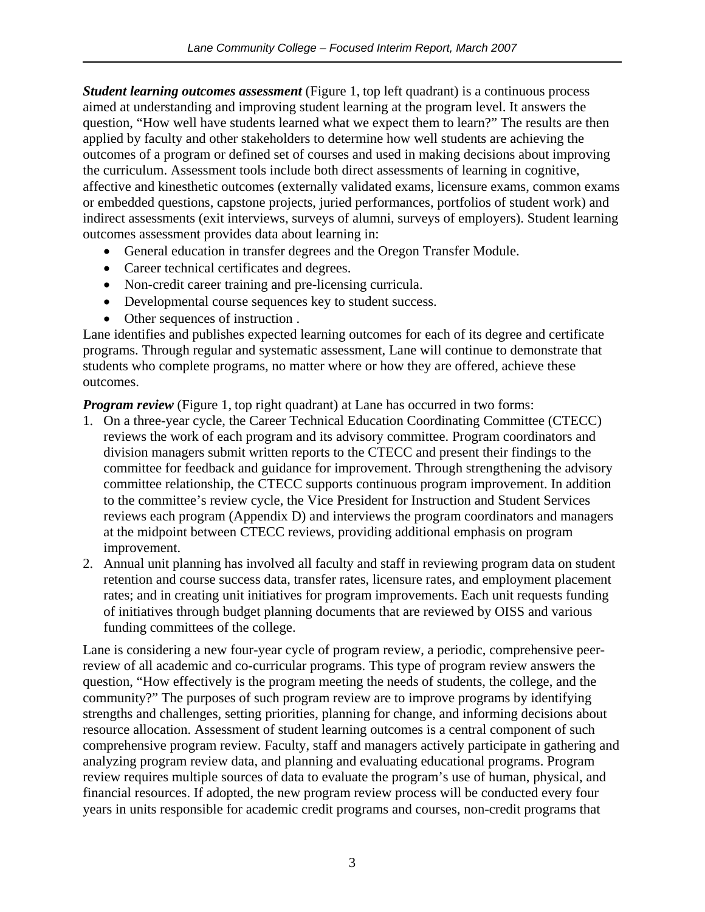***Student learning outcomes assessment*** (Figure 1, top left quadrant) is a continuous process aimed at understanding and improving student learning at the program level. It answers the question, "How well have students learned what we expect them to learn?" The results are then applied by faculty and other stakeholders to determine how well students are achieving the outcomes of a program or defined set of courses and used in making decisions about improving the curriculum. Assessment tools include both direct assessments of learning in cognitive, affective and kinesthetic outcomes (externally validated exams, licensure exams, common exams or embedded questions, capstone projects, juried performances, portfolios of student work) and indirect assessments (exit interviews, surveys of alumni, surveys of employers). Student learning outcomes assessment provides data about learning in:

- General education in transfer degrees and the Oregon Transfer Module.
- Career technical certificates and degrees.
- Non-credit career training and pre-licensing curricula.
- Developmental course sequences key to student success.
- Other sequences of instruction .

Lane identifies and publishes expected learning outcomes for each of its degree and certificate programs. Through regular and systematic assessment, Lane will continue to demonstrate that students who complete programs, no matter where or how they are offered, achieve these outcomes.

***Program review*** (Figure 1, top right quadrant) at Lane has occurred in two forms:

1. On a three-year cycle, the Career Technical Education Coordinating Committee (CTECC) reviews the work of each program and its advisory committee. Program coordinators and division managers submit written reports to the CTECC and present their findings to the committee for feedback and guidance for improvement. Through strengthening the advisory committee relationship, the CTECC supports continuous program improvement. In addition to the committee's review cycle, the Vice President for Instruction and Student Services reviews each program (Appendix D) and interviews the program coordinators and managers at the midpoint between CTECC reviews, providing additional emphasis on program improvement.
2. Annual unit planning has involved all faculty and staff in reviewing program data on student retention and course success data, transfer rates, licensure rates, and employment placement rates; and in creating unit initiatives for program improvements. Each unit requests funding of initiatives through budget planning documents that are reviewed by OISS and various funding committees of the college.

Lane is considering a new four-year cycle of program review, a periodic, comprehensive peer-review of all academic and co-curricular programs. This type of program review answers the question, "How effectively is the program meeting the needs of students, the college, and the community?" The purposes of such program review are to improve programs by identifying strengths and challenges, setting priorities, planning for change, and informing decisions about resource allocation. Assessment of student learning outcomes is a central component of such comprehensive program review. Faculty, staff and managers actively participate in gathering and analyzing program review data, and planning and evaluating educational programs. Program review requires multiple sources of data to evaluate the program's use of human, physical, and financial resources. If adopted, the new program review process will be conducted every four years in units responsible for academic credit programs and courses, non-credit programs that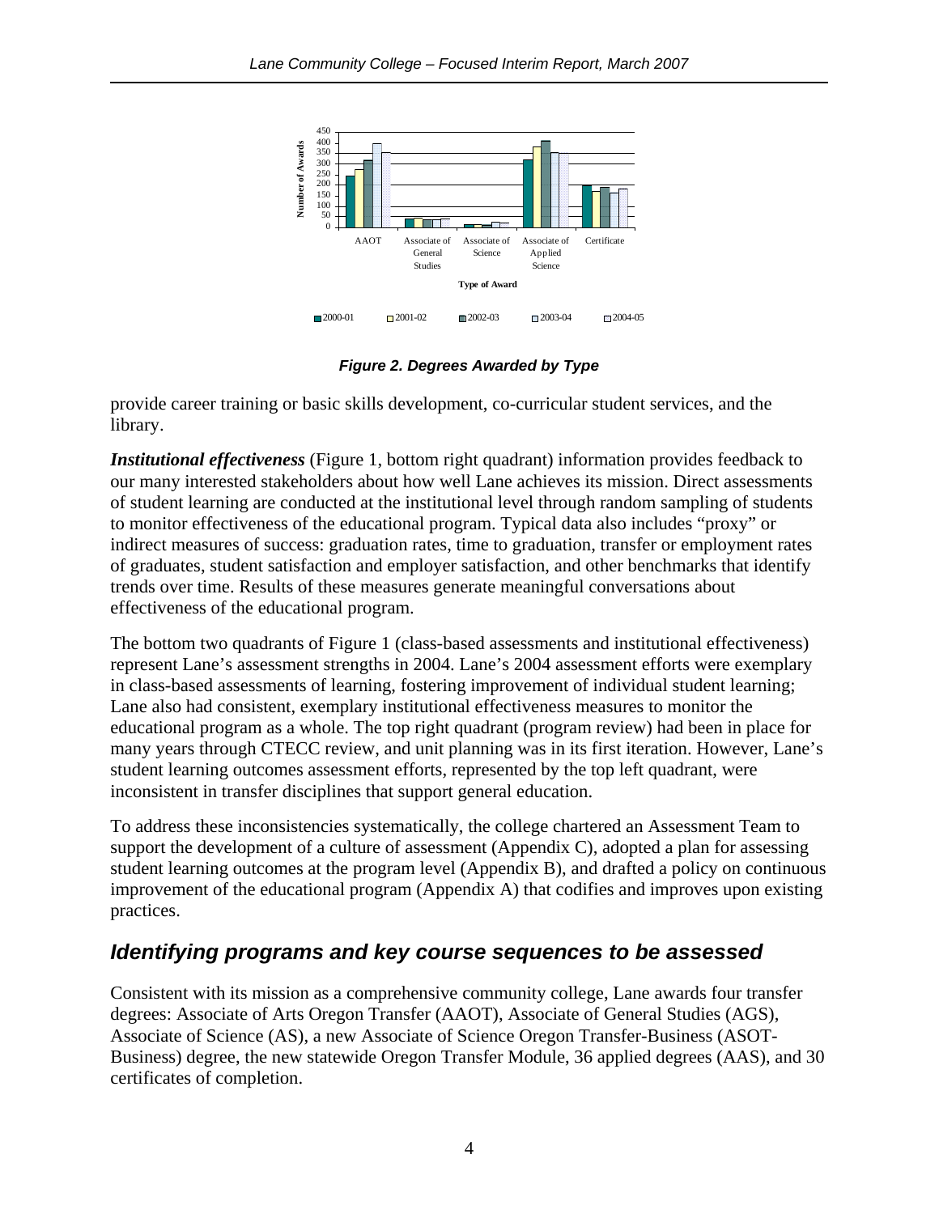Figure 2. Degrees Awarded by Type

provide career training or basic skills development, co-curricular student services, and the library.

***Institutional effectiveness*** (Figure 1, bottom right quadrant) information provides feedback to our many interested stakeholders about how well Lane achieves its mission. Direct assessments of student learning are conducted at the institutional level through random sampling of students to monitor effectiveness of the educational program. Typical data also includes "proxy" or indirect measures of success: graduation rates, time to graduation, transfer or employment rates of graduates, student satisfaction and employer satisfaction, and other benchmarks that identify trends over time. Results of these measures generate meaningful conversations about effectiveness of the educational program.

The bottom two quadrants of Figure 1 (class-based assessments and institutional effectiveness) represent Lane's assessment strengths in 2004. Lane's 2004 assessment efforts were exemplary in class-based assessments of learning, fostering improvement of individual student learning; Lane also had consistent, exemplary institutional effectiveness measures to monitor the educational program as a whole. The top right quadrant (program review) had been in place for many years through CTECC review, and unit planning was in its first iteration. However, Lane's student learning outcomes assessment efforts, represented by the top left quadrant, were inconsistent in transfer disciplines that support general education.

To address these inconsistencies systematically, the college chartered an Assessment Team to support the development of a culture of assessment (Appendix C), adopted a plan for assessing student learning outcomes at the program level (Appendix B), and drafted a policy on continuous improvement of the educational program (Appendix A) that codifies and improves upon existing practices.

## *Identifying programs and key course sequences to be assessed*

Consistent with its mission as a comprehensive community college, Lane awards four transfer degrees: Associate of Arts Oregon Transfer (AAOT), Associate of General Studies (AGS), Associate of Science (AS), a new Associate of Science Oregon Transfer-Business (ASOT-Business) degree, the new statewide Oregon Transfer Module, 36 applied degrees (AAS), and 30 certificates of completion.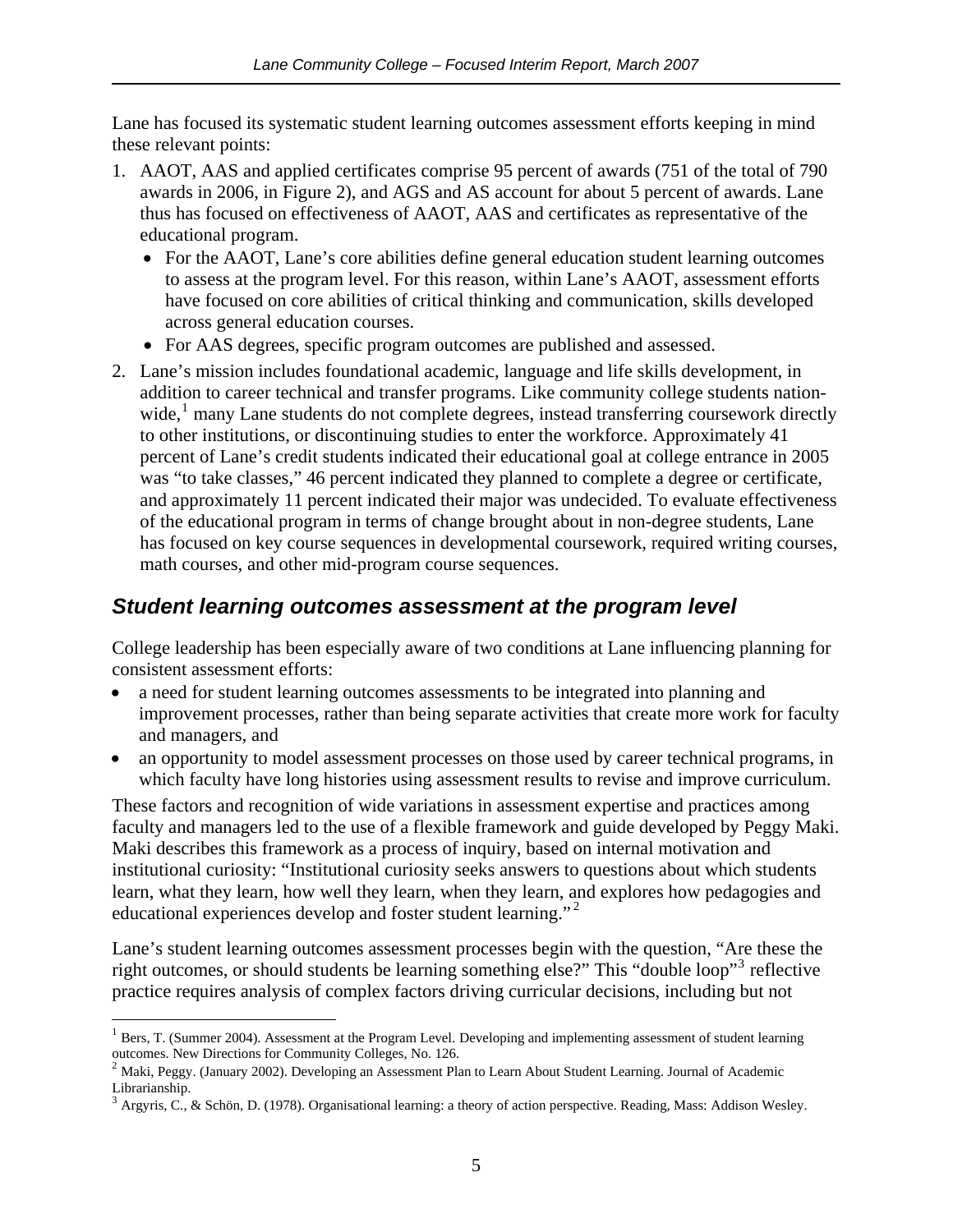Lane has focused its systematic student learning outcomes assessment efforts keeping in mind these relevant points:

1. AAOT, AAS and applied certificates comprise 95 percent of awards (751 of the total of 790 awards in 2006, in Figure 2), and AGS and AS account for about 5 percent of awards. Lane thus has focused on effectiveness of AAOT, AAS and certificates as representative of the educational program.
   - For the AAOT, Lane's core abilities define general education student learning outcomes to assess at the program level. For this reason, within Lane's AAOT, assessment efforts have focused on core abilities of critical thinking and communication, skills developed across general education courses.
   - For AAS degrees, specific program outcomes are published and assessed.
2. Lane's mission includes foundational academic, language and life skills development, in addition to career technical and transfer programs. Like community college students nation-wide,[1] many Lane students do not complete degrees, instead transferring coursework directly to other institutions, or discontinuing studies to enter the workforce. Approximately 41 percent of Lane's credit students indicated their educational goal at college entrance in 2005 was "to take classes," 46 percent indicated they planned to complete a degree or certificate, and approximately 11 percent indicated their major was undecided. To evaluate effectiveness of the educational program in terms of change brought about in non-degree students, Lane has focused on key course sequences in developmental coursework, required writing courses, math courses, and other mid-program course sequences.

## *Student learning outcomes assessment at the program level*

College leadership has been especially aware of two conditions at Lane influencing planning for consistent assessment efforts:

- a need for student learning outcomes assessments to be integrated into planning and improvement processes, rather than being separate activities that create more work for faculty and managers, and
- an opportunity to model assessment processes on those used by career technical programs, in which faculty have long histories using assessment results to revise and improve curriculum.

These factors and recognition of wide variations in assessment expertise and practices among faculty and managers led to the use of a flexible framework and guide developed by Peggy Maki. Maki describes this framework as a process of inquiry, based on internal motivation and institutional curiosity: "Institutional curiosity seeks answers to questions about which students learn, what they learn, how well they learn, when they learn, and explores how pedagogies and educational experiences develop and foster student learning."[2]

Lane's student learning outcomes assessment processes begin with the question, "Are these the right outcomes, or should students be learning something else?" This "double loop"[3] reflective practice requires analysis of complex factors driving curricular decisions, including but not

---

[1] Bers, T. (Summer 2004). Assessment at the Program Level. Developing and implementing assessment of student learning outcomes. New Directions for Community Colleges, No. 126.

[2] Maki, Peggy. (January 2002). Developing an Assessment Plan to Learn About Student Learning. Journal of Academic Librarianship.

[3] Argyris, C., & Schön, D. (1978). Organisational learning: a theory of action perspective. Reading, Mass: Addison Wesley.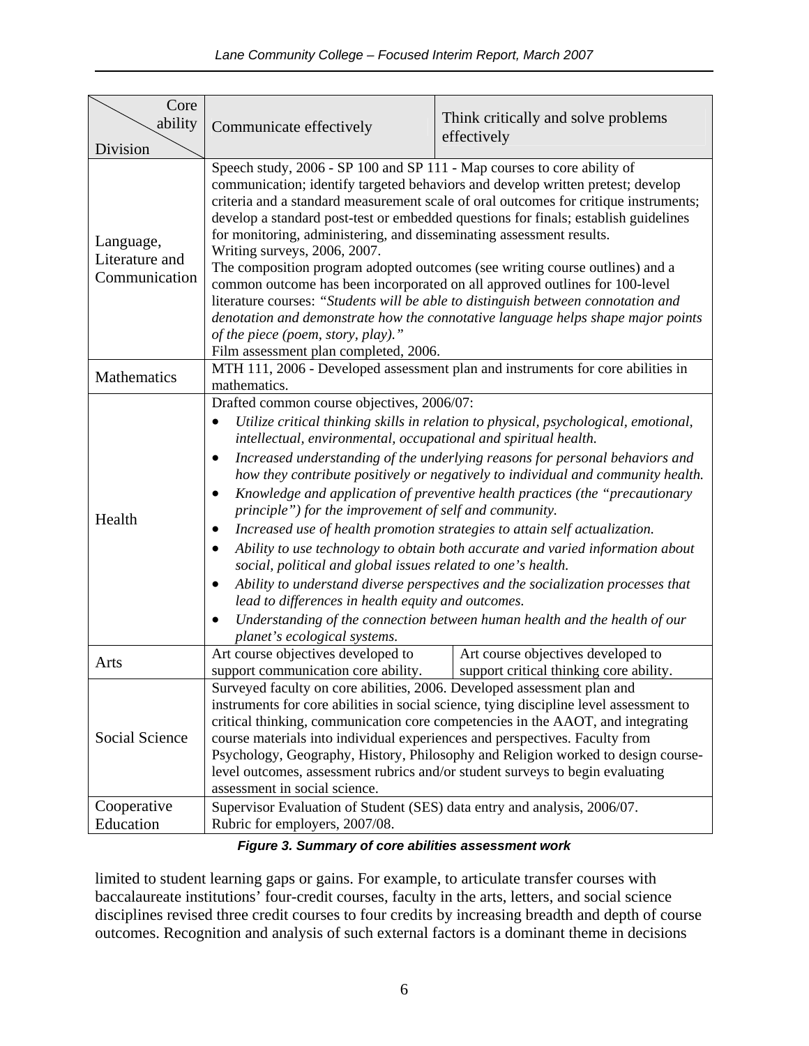| Core ability / Division | Communicate effectively | Think critically and solve problems effectively |
|---|---|---|
| Language, Literature and Communication | Speech study, 2006 - SP 100 and SP 111 - Map courses to core ability of communication; identify targeted behaviors and develop written pretest; develop criteria and a standard measurement scale of oral outcomes for critique instruments; develop a standard post-test or embedded questions for finals; establish guidelines for monitoring, administering, and disseminating assessment results.<br>Writing surveys, 2006, 2007.<br>The composition program adopted outcomes (see writing course outlines) and a common outcome has been incorporated on all approved outlines for 100-level literature courses: *"Students will be able to distinguish between connotation and denotation and demonstrate how the connotative language helps shape major points of the piece (poem, story, play)."*<br>Film assessment plan completed, 2006. | |
| Mathematics | MTH 111, 2006 - Developed assessment plan and instruments for core abilities in mathematics. | |
| Health | Drafted common course objectives, 2006/07:<br>• *Utilize critical thinking skills in relation to physical, psychological, emotional, intellectual, environmental, occupational and spiritual health.*<br>• *Increased understanding of the underlying reasons for personal behaviors and how they contribute positively or negatively to individual and community health.*<br>• *Knowledge and application of preventive health practices (the "precautionary principle") for the improvement of self and community.*<br>• *Increased use of health promotion strategies to attain self actualization.*<br>• *Ability to use technology to obtain both accurate and varied information about social, political and global issues related to one's health.*<br>• *Ability to understand diverse perspectives and the socialization processes that lead to differences in health equity and outcomes.*<br>• *Understanding of the connection between human health and the health of our planet's ecological systems.* | |
| Arts | Art course objectives developed to support communication core ability. | Art course objectives developed to support critical thinking core ability. |
| Social Science | Surveyed faculty on core abilities, 2006. Developed assessment plan and instruments for core abilities in social science, tying discipline level assessment to critical thinking, communication core competencies in the AAOT, and integrating course materials into individual experiences and perspectives. Faculty from Psychology, Geography, History, Philosophy and Religion worked to design course-level outcomes, assessment rubrics and/or student surveys to begin evaluating assessment in social science. | |
| Cooperative Education | Supervisor Evaluation of Student (SES) data entry and analysis, 2006/07.<br>Rubric for employers, 2007/08. | |

***Figure 3. Summary of core abilities assessment work***

limited to student learning gaps or gains. For example, to articulate transfer courses with baccalaureate institutions' four-credit courses, faculty in the arts, letters, and social science disciplines revised three credit courses to four credits by increasing breadth and depth of course outcomes. Recognition and analysis of such external factors is a dominant theme in decisions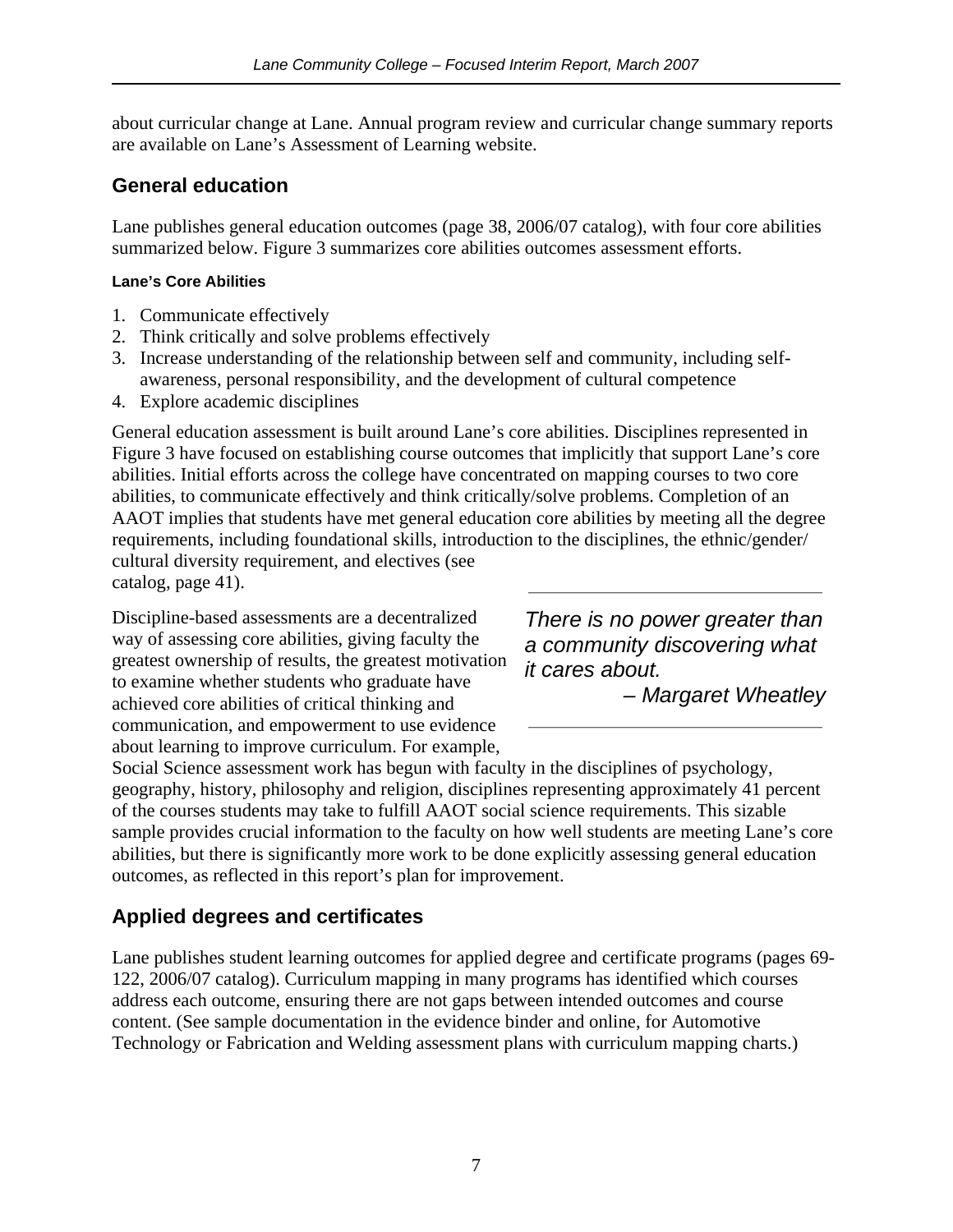about curricular change at Lane. Annual program review and curricular change summary reports are available on Lane's Assessment of Learning website.

## General education

Lane publishes general education outcomes (page 38, 2006/07 catalog), with four core abilities summarized below. Figure 3 summarizes core abilities outcomes assessment efforts.

#### Lane's Core Abilities

1. Communicate effectively
2. Think critically and solve problems effectively
3. Increase understanding of the relationship between self and community, including self-awareness, personal responsibility, and the development of cultural competence
4. Explore academic disciplines

General education assessment is built around Lane's core abilities. Disciplines represented in Figure 3 have focused on establishing course outcomes that implicitly that support Lane's core abilities. Initial efforts across the college have concentrated on mapping courses to two core abilities, to communicate effectively and think critically/solve problems. Completion of an AAOT implies that students have met general education core abilities by meeting all the degree requirements, including foundational skills, introduction to the disciplines, the ethnic/gender/cultural diversity requirement, and electives (see catalog, page 41).

> *There is no power greater than a community discovering what it cares about.*
> *– Margaret Wheatley*

Discipline-based assessments are a decentralized way of assessing core abilities, giving faculty the greatest ownership of results, the greatest motivation to examine whether students who graduate have achieved core abilities of critical thinking and communication, and empowerment to use evidence about learning to improve curriculum. For example, Social Science assessment work has begun with faculty in the disciplines of psychology, geography, history, philosophy and religion, disciplines representing approximately 41 percent of the courses students may take to fulfill AAOT social science requirements. This sizable sample provides crucial information to the faculty on how well students are meeting Lane's core abilities, but there is significantly more work to be done explicitly assessing general education outcomes, as reflected in this report's plan for improvement.

## Applied degrees and certificates

Lane publishes student learning outcomes for applied degree and certificate programs (pages 69-122, 2006/07 catalog). Curriculum mapping in many programs has identified which courses address each outcome, ensuring there are not gaps between intended outcomes and course content. (See sample documentation in the evidence binder and online, for Automotive Technology or Fabrication and Welding assessment plans with curriculum mapping charts.)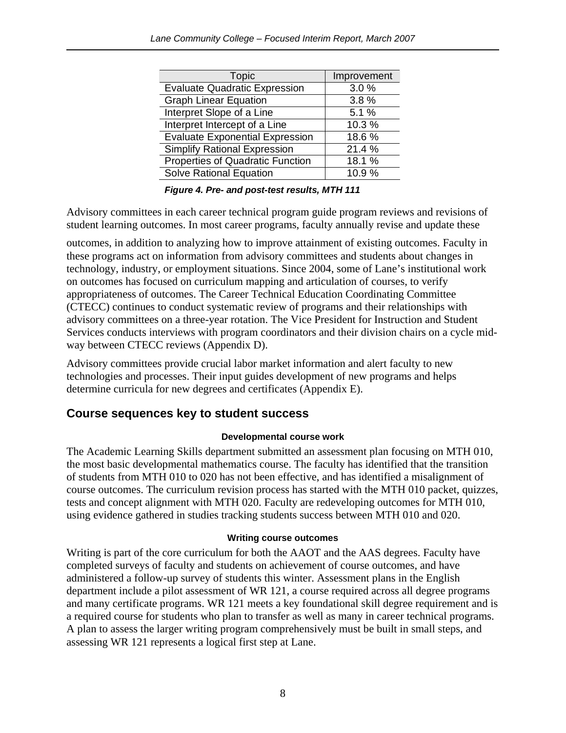| Topic | Improvement |
| --- | --- |
| Evaluate Quadratic Expression | 3.0 % |
| Graph Linear Equation | 3.8 % |
| Interpret Slope of a Line | 5.1 % |
| Interpret Intercept of a Line | 10.3 % |
| Evaluate Exponential Expression | 18.6 % |
| Simplify Rational Expression | 21.4 % |
| Properties of Quadratic Function | 18.1 % |
| Solve Rational Equation | 10.9 % |

***Figure 4. Pre- and post-test results, MTH 111***

Advisory committees in each career technical program guide program reviews and revisions of student learning outcomes. In most career programs, faculty annually revise and update these outcomes, in addition to analyzing how to improve attainment of existing outcomes. Faculty in these programs act on information from advisory committees and students about changes in technology, industry, or employment situations. Since 2004, some of Lane's institutional work on outcomes has focused on curriculum mapping and articulation of courses, to verify appropriateness of outcomes. The Career Technical Education Coordinating Committee (CTECC) continues to conduct systematic review of programs and their relationships with advisory committees on a three-year rotation. The Vice President for Instruction and Student Services conducts interviews with program coordinators and their division chairs on a cycle mid-way between CTECC reviews (Appendix D).

Advisory committees provide crucial labor market information and alert faculty to new technologies and processes. Their input guides development of new programs and helps determine curricula for new degrees and certificates (Appendix E).

## Course sequences key to student success

#### Developmental course work

The Academic Learning Skills department submitted an assessment plan focusing on MTH 010, the most basic developmental mathematics course. The faculty has identified that the transition of students from MTH 010 to 020 has not been effective, and has identified a misalignment of course outcomes. The curriculum revision process has started with the MTH 010 packet, quizzes, tests and concept alignment with MTH 020. Faculty are redeveloping outcomes for MTH 010, using evidence gathered in studies tracking students success between MTH 010 and 020.

#### Writing course outcomes

Writing is part of the core curriculum for both the AAOT and the AAS degrees. Faculty have completed surveys of faculty and students on achievement of course outcomes, and have administered a follow-up survey of students this winter. Assessment plans in the English department include a pilot assessment of WR 121, a course required across all degree programs and many certificate programs. WR 121 meets a key foundational skill degree requirement and is a required course for students who plan to transfer as well as many in career technical programs. A plan to assess the larger writing program comprehensively must be built in small steps, and assessing WR 121 represents a logical first step at Lane.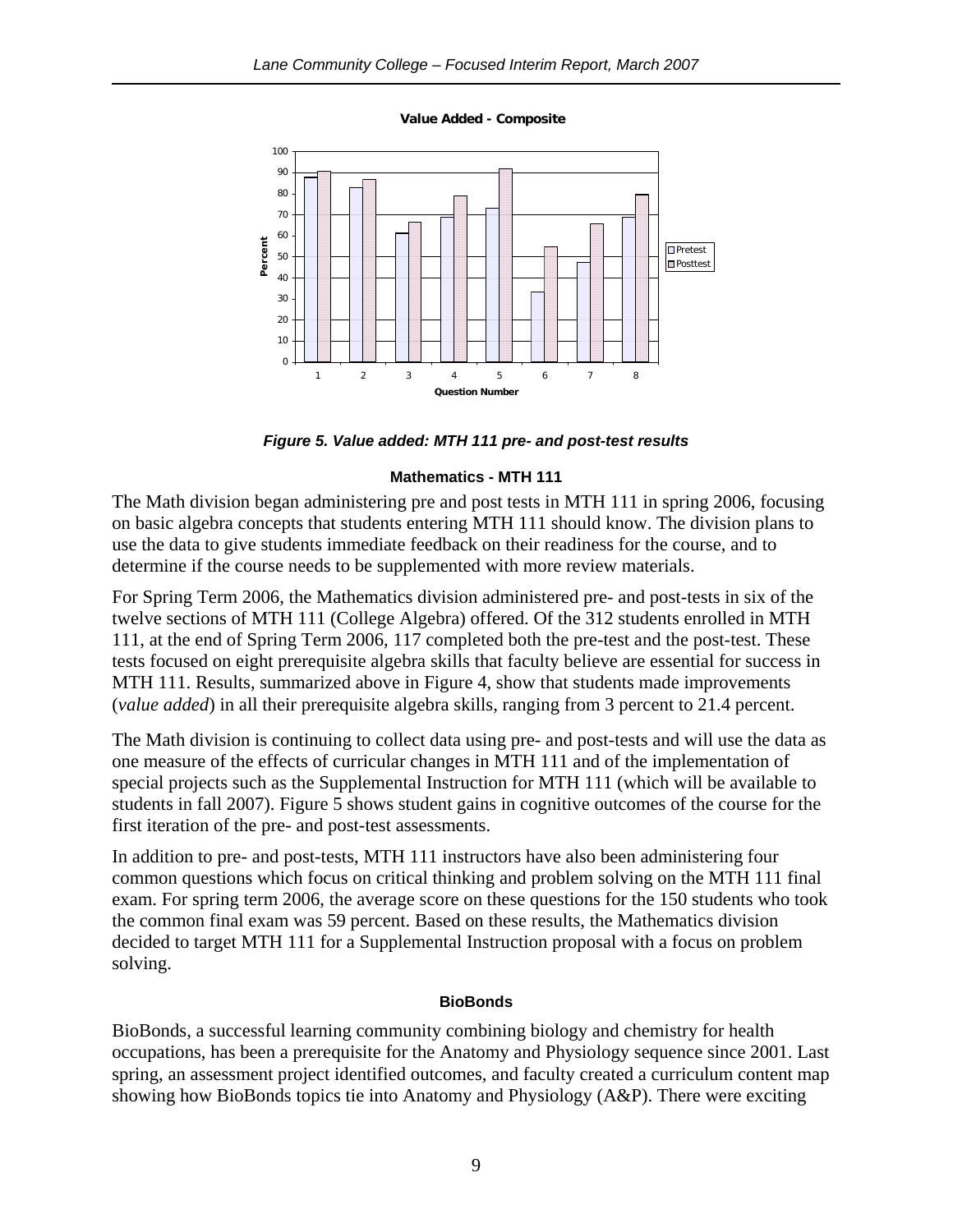**Value Added - Composite**

**Figure 5. Value added: MTH 111 pre- and post-test results**

### Mathematics - MTH 111

The Math division began administering pre and post tests in MTH 111 in spring 2006, focusing on basic algebra concepts that students entering MTH 111 should know. The division plans to use the data to give students immediate feedback on their readiness for the course, and to determine if the course needs to be supplemented with more review materials.

For Spring Term 2006, the Mathematics division administered pre- and post-tests in six of the twelve sections of MTH 111 (College Algebra) offered. Of the 312 students enrolled in MTH 111, at the end of Spring Term 2006, 117 completed both the pre-test and the post-test. These tests focused on eight prerequisite algebra skills that faculty believe are essential for success in MTH 111. Results, summarized above in Figure 4, show that students made improvements (*value added*) in all their prerequisite algebra skills, ranging from 3 percent to 21.4 percent.

The Math division is continuing to collect data using pre- and post-tests and will use the data as one measure of the effects of curricular changes in MTH 111 and of the implementation of special projects such as the Supplemental Instruction for MTH 111 (which will be available to students in fall 2007). Figure 5 shows student gains in cognitive outcomes of the course for the first iteration of the pre- and post-test assessments.

In addition to pre- and post-tests, MTH 111 instructors have also been administering four common questions which focus on critical thinking and problem solving on the MTH 111 final exam. For spring term 2006, the average score on these questions for the 150 students who took the common final exam was 59 percent. Based on these results, the Mathematics division decided to target MTH 111 for a Supplemental Instruction proposal with a focus on problem solving.

### BioBonds

BioBonds, a successful learning community combining biology and chemistry for health occupations, has been a prerequisite for the Anatomy and Physiology sequence since 2001. Last spring, an assessment project identified outcomes, and faculty created a curriculum content map showing how BioBonds topics tie into Anatomy and Physiology (A&P). There were exciting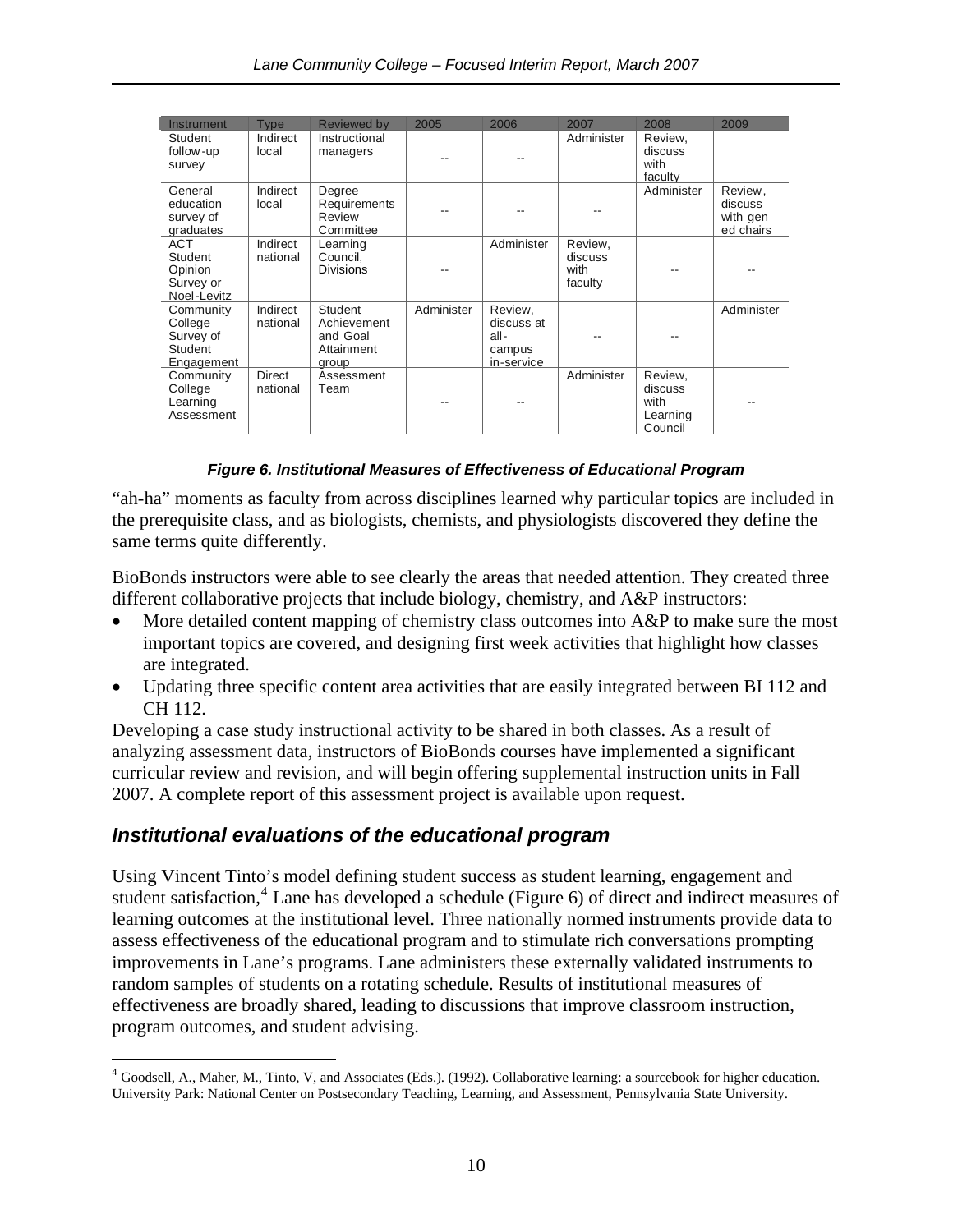| Instrument | Type | Reviewed by | 2005 | 2006 | 2007 | 2008 | 2009 |
|---|---|---|---|---|---|---|---|
| Student follow-up survey | Indirect local | Instructional managers | -- | -- | Administer | Review, discuss with faculty | |
| General education survey of graduates | Indirect local | Degree Requirements Review Committee | -- | -- | -- | Administer | Review, discuss with gen ed chairs |
| ACT Student Opinion Survey or Noel-Levitz | Indirect national | Learning Council, Divisions | -- | Administer | Review, discuss with faculty | -- | -- |
| Community College Survey of Student Engagement | Indirect national | Student Achievement and Goal Attainment group | Administer | Review, discuss at all-campus in-service | -- | -- | Administer |
| Community College Learning Assessment | Direct national | Assessment Team | -- | -- | Administer | Review, discuss with Learning Council | -- |

***Figure 6. Institutional Measures of Effectiveness of Educational Program***

"ah-ha" moments as faculty from across disciplines learned why particular topics are included in the prerequisite class, and as biologists, chemists, and physiologists discovered they define the same terms quite differently.

BioBonds instructors were able to see clearly the areas that needed attention. They created three different collaborative projects that include biology, chemistry, and A&P instructors:

- More detailed content mapping of chemistry class outcomes into A&P to make sure the most important topics are covered, and designing first week activities that highlight how classes are integrated.
- Updating three specific content area activities that are easily integrated between BI 112 and CH 112.

Developing a case study instructional activity to be shared in both classes. As a result of analyzing assessment data, instructors of BioBonds courses have implemented a significant curricular review and revision, and will begin offering supplemental instruction units in Fall 2007. A complete report of this assessment project is available upon request.

## *Institutional evaluations of the educational program*

Using Vincent Tinto's model defining student success as student learning, engagement and student satisfaction,[4] Lane has developed a schedule (Figure 6) of direct and indirect measures of learning outcomes at the institutional level. Three nationally normed instruments provide data to assess effectiveness of the educational program and to stimulate rich conversations prompting improvements in Lane's programs. Lane administers these externally validated instruments to random samples of students on a rotating schedule. Results of institutional measures of effectiveness are broadly shared, leading to discussions that improve classroom instruction, program outcomes, and student advising.

[4] Goodsell, A., Maher, M., Tinto, V, and Associates (Eds.). (1992). Collaborative learning: a sourcebook for higher education. University Park: National Center on Postsecondary Teaching, Learning, and Assessment, Pennsylvania State University.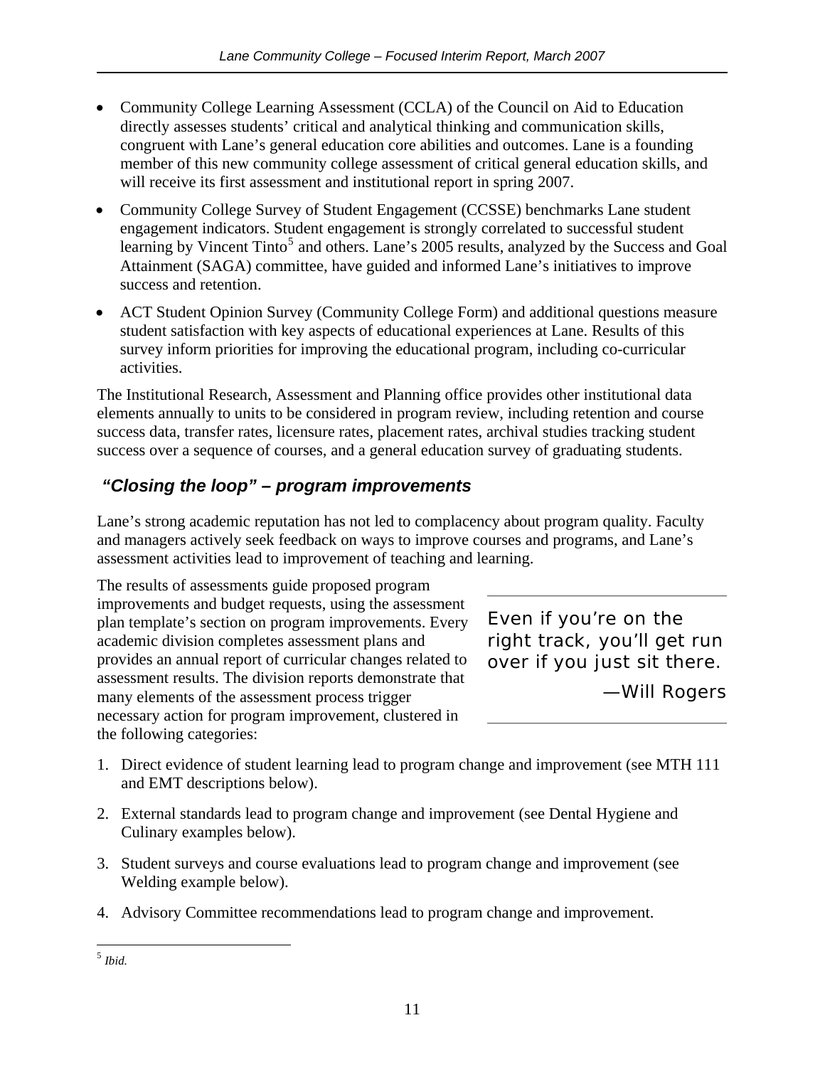- Community College Learning Assessment (CCLA) of the Council on Aid to Education directly assesses students' critical and analytical thinking and communication skills, congruent with Lane's general education core abilities and outcomes. Lane is a founding member of this new community college assessment of critical general education skills, and will receive its first assessment and institutional report in spring 2007.
- Community College Survey of Student Engagement (CCSSE) benchmarks Lane student engagement indicators. Student engagement is strongly correlated to successful student learning by Vincent Tinto[5] and others. Lane's 2005 results, analyzed by the Success and Goal Attainment (SAGA) committee, have guided and informed Lane's initiatives to improve success and retention.
- ACT Student Opinion Survey (Community College Form) and additional questions measure student satisfaction with key aspects of educational experiences at Lane. Results of this survey inform priorities for improving the educational program, including co-curricular activities.

The Institutional Research, Assessment and Planning office provides other institutional data elements annually to units to be considered in program review, including retention and course success data, transfer rates, licensure rates, placement rates, archival studies tracking student success over a sequence of courses, and a general education survey of graduating students.

## *"Closing the loop" – program improvements*

Lane's strong academic reputation has not led to complacency about program quality. Faculty and managers actively seek feedback on ways to improve courses and programs, and Lane's assessment activities lead to improvement of teaching and learning.

> Even if you're on the right track, you'll get run over if you just sit there.
>
> —Will Rogers

The results of assessments guide proposed program improvements and budget requests, using the assessment plan template's section on program improvements. Every academic division completes assessment plans and provides an annual report of curricular changes related to assessment results. The division reports demonstrate that many elements of the assessment process trigger necessary action for program improvement, clustered in the following categories:

1. Direct evidence of student learning lead to program change and improvement (see MTH 111 and EMT descriptions below).
2. External standards lead to program change and improvement (see Dental Hygiene and Culinary examples below).
3. Student surveys and course evaluations lead to program change and improvement (see Welding example below).
4. Advisory Committee recommendations lead to program change and improvement.

---

[5] *Ibid.*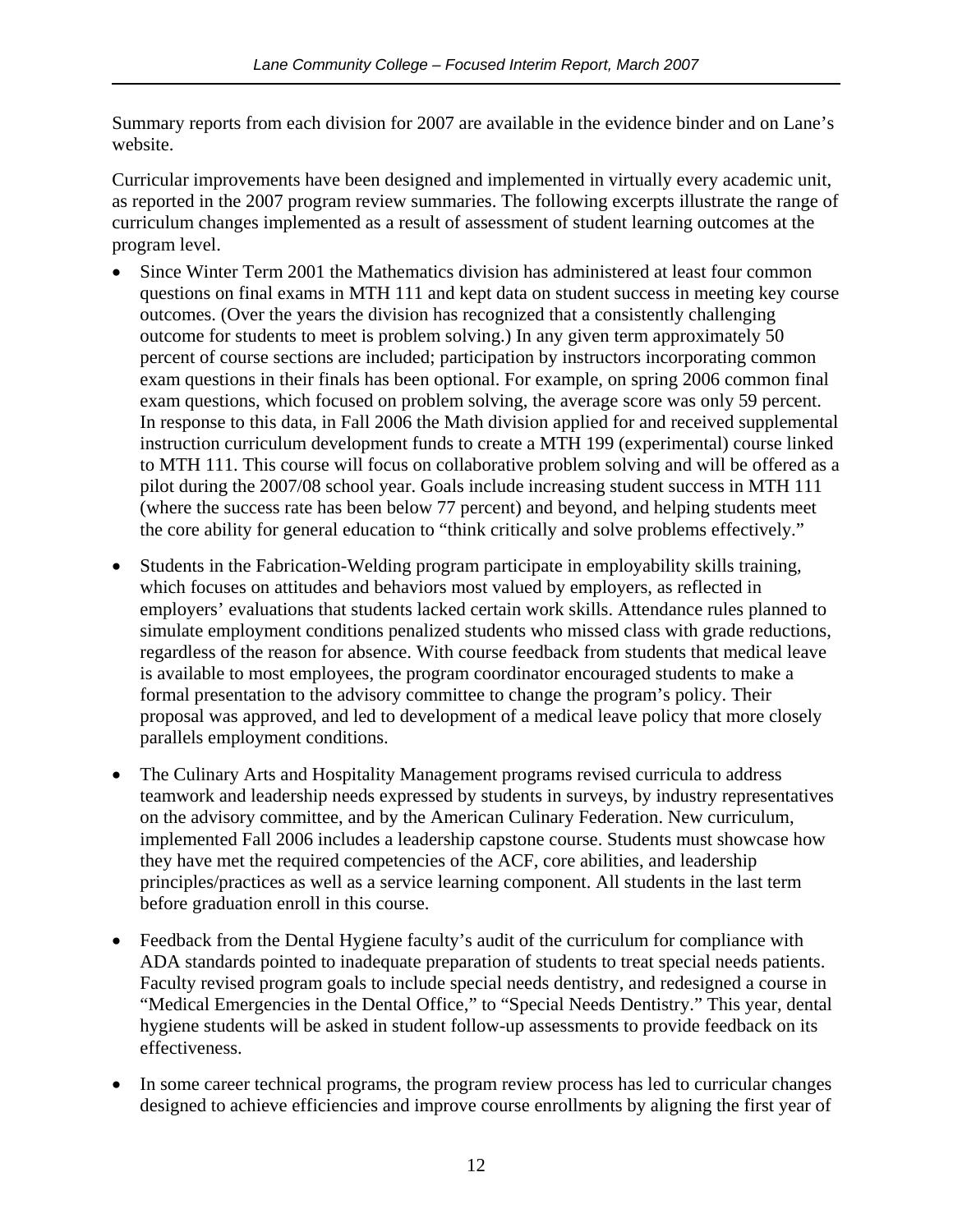Summary reports from each division for 2007 are available in the evidence binder and on Lane's website.

Curricular improvements have been designed and implemented in virtually every academic unit, as reported in the 2007 program review summaries. The following excerpts illustrate the range of curriculum changes implemented as a result of assessment of student learning outcomes at the program level.

- Since Winter Term 2001 the Mathematics division has administered at least four common questions on final exams in MTH 111 and kept data on student success in meeting key course outcomes. (Over the years the division has recognized that a consistently challenging outcome for students to meet is problem solving.) In any given term approximately 50 percent of course sections are included; participation by instructors incorporating common exam questions in their finals has been optional. For example, on spring 2006 common final exam questions, which focused on problem solving, the average score was only 59 percent. In response to this data, in Fall 2006 the Math division applied for and received supplemental instruction curriculum development funds to create a MTH 199 (experimental) course linked to MTH 111. This course will focus on collaborative problem solving and will be offered as a pilot during the 2007/08 school year. Goals include increasing student success in MTH 111 (where the success rate has been below 77 percent) and beyond, and helping students meet the core ability for general education to "think critically and solve problems effectively."

- Students in the Fabrication-Welding program participate in employability skills training, which focuses on attitudes and behaviors most valued by employers, as reflected in employers' evaluations that students lacked certain work skills. Attendance rules planned to simulate employment conditions penalized students who missed class with grade reductions, regardless of the reason for absence. With course feedback from students that medical leave is available to most employees, the program coordinator encouraged students to make a formal presentation to the advisory committee to change the program's policy. Their proposal was approved, and led to development of a medical leave policy that more closely parallels employment conditions.

- The Culinary Arts and Hospitality Management programs revised curricula to address teamwork and leadership needs expressed by students in surveys, by industry representatives on the advisory committee, and by the American Culinary Federation. New curriculum, implemented Fall 2006 includes a leadership capstone course. Students must showcase how they have met the required competencies of the ACF, core abilities, and leadership principles/practices as well as a service learning component. All students in the last term before graduation enroll in this course.

- Feedback from the Dental Hygiene faculty's audit of the curriculum for compliance with ADA standards pointed to inadequate preparation of students to treat special needs patients. Faculty revised program goals to include special needs dentistry, and redesigned a course in "Medical Emergencies in the Dental Office," to "Special Needs Dentistry." This year, dental hygiene students will be asked in student follow-up assessments to provide feedback on its effectiveness.

- In some career technical programs, the program review process has led to curricular changes designed to achieve efficiencies and improve course enrollments by aligning the first year of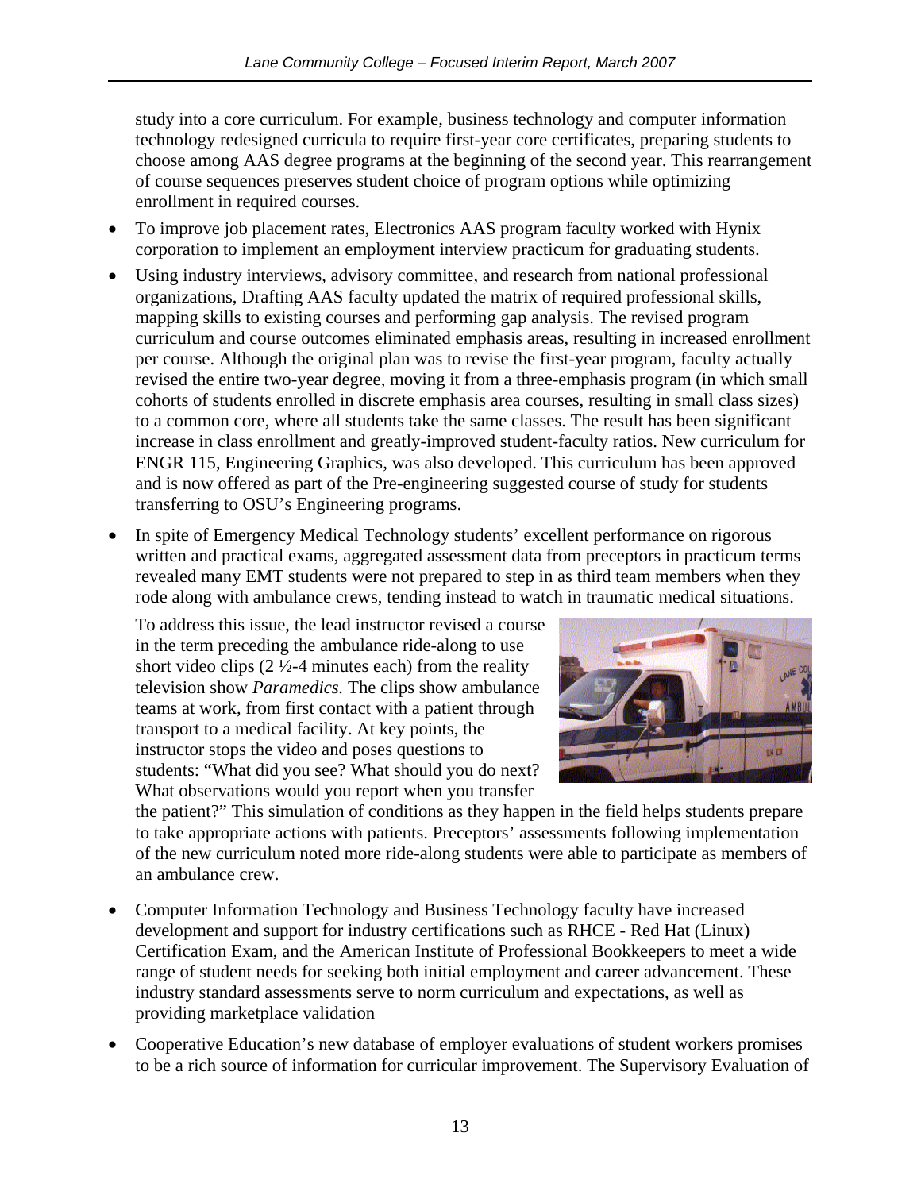study into a core curriculum. For example, business technology and computer information technology redesigned curricula to require first-year core certificates, preparing students to choose among AAS degree programs at the beginning of the second year. This rearrangement of course sequences preserves student choice of program options while optimizing enrollment in required courses.

- To improve job placement rates, Electronics AAS program faculty worked with Hynix corporation to implement an employment interview practicum for graduating students.
- Using industry interviews, advisory committee, and research from national professional organizations, Drafting AAS faculty updated the matrix of required professional skills, mapping skills to existing courses and performing gap analysis. The revised program curriculum and course outcomes eliminated emphasis areas, resulting in increased enrollment per course. Although the original plan was to revise the first-year program, faculty actually revised the entire two-year degree, moving it from a three-emphasis program (in which small cohorts of students enrolled in discrete emphasis area courses, resulting in small class sizes) to a common core, where all students take the same classes. The result has been significant increase in class enrollment and greatly-improved student-faculty ratios. New curriculum for ENGR 115, Engineering Graphics, was also developed. This curriculum has been approved and is now offered as part of the Pre-engineering suggested course of study for students transferring to OSU's Engineering programs.
- In spite of Emergency Medical Technology students' excellent performance on rigorous written and practical exams, aggregated assessment data from preceptors in practicum terms revealed many EMT students were not prepared to step in as third team members when they rode along with ambulance crews, tending instead to watch in traumatic medical situations.

  To address this issue, the lead instructor revised a course in the term preceding the ambulance ride-along to use short video clips (2 ½-4 minutes each) from the reality television show *Paramedics.* The clips show ambulance teams at work, from first contact with a patient through transport to a medical facility. At key points, the instructor stops the video and poses questions to students: "What did you see? What should you do next? What observations would you report when you transfer the patient?" This simulation of conditions as they happen in the field helps students prepare to take appropriate actions with patients. Preceptors' assessments following implementation of the new curriculum noted more ride-along students were able to participate as members of an ambulance crew.

- Computer Information Technology and Business Technology faculty have increased development and support for industry certifications such as RHCE - Red Hat (Linux) Certification Exam, and the American Institute of Professional Bookkeepers to meet a wide range of student needs for seeking both initial employment and career advancement. These industry standard assessments serve to norm curriculum and expectations, as well as providing marketplace validation
- Cooperative Education's new database of employer evaluations of student workers promises to be a rich source of information for curricular improvement. The Supervisory Evaluation of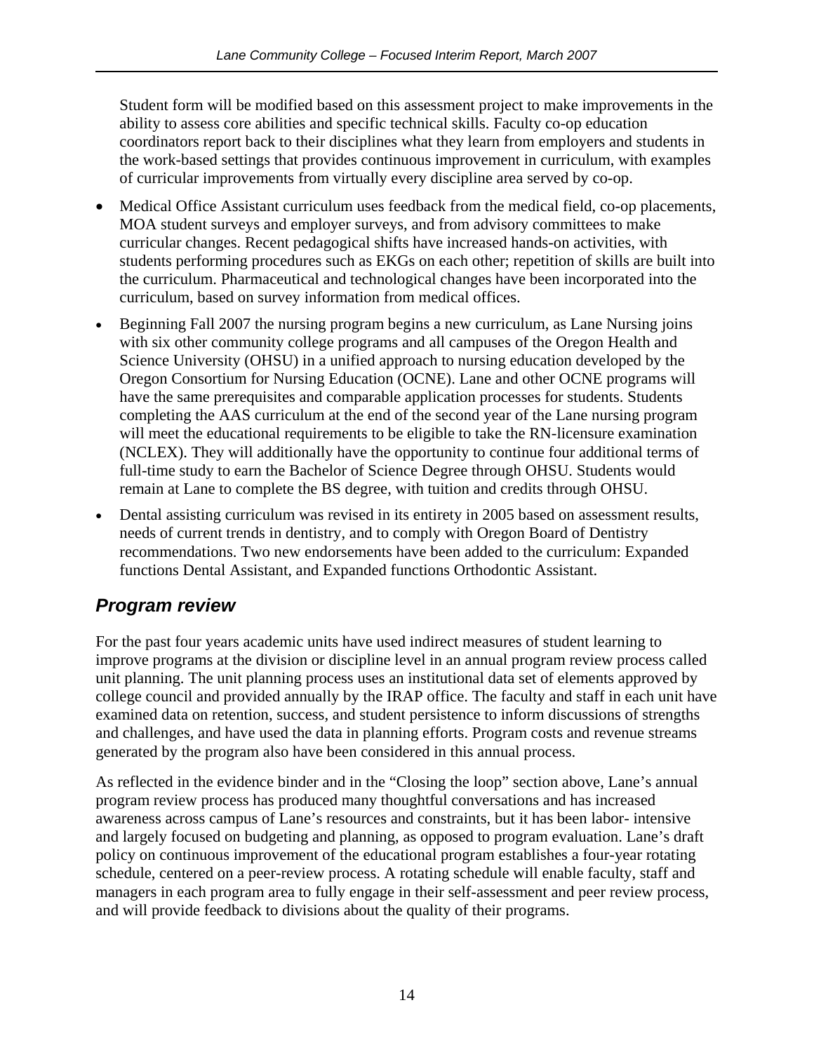Student form will be modified based on this assessment project to make improvements in the ability to assess core abilities and specific technical skills. Faculty co-op education coordinators report back to their disciplines what they learn from employers and students in the work-based settings that provides continuous improvement in curriculum, with examples of curricular improvements from virtually every discipline area served by co-op.

- Medical Office Assistant curriculum uses feedback from the medical field, co-op placements, MOA student surveys and employer surveys, and from advisory committees to make curricular changes. Recent pedagogical shifts have increased hands-on activities, with students performing procedures such as EKGs on each other; repetition of skills are built into the curriculum. Pharmaceutical and technological changes have been incorporated into the curriculum, based on survey information from medical offices.
- Beginning Fall 2007 the nursing program begins a new curriculum, as Lane Nursing joins with six other community college programs and all campuses of the Oregon Health and Science University (OHSU) in a unified approach to nursing education developed by the Oregon Consortium for Nursing Education (OCNE). Lane and other OCNE programs will have the same prerequisites and comparable application processes for students. Students completing the AAS curriculum at the end of the second year of the Lane nursing program will meet the educational requirements to be eligible to take the RN-licensure examination (NCLEX). They will additionally have the opportunity to continue four additional terms of full-time study to earn the Bachelor of Science Degree through OHSU. Students would remain at Lane to complete the BS degree, with tuition and credits through OHSU.
- Dental assisting curriculum was revised in its entirety in 2005 based on assessment results, needs of current trends in dentistry, and to comply with Oregon Board of Dentistry recommendations. Two new endorsements have been added to the curriculum: Expanded functions Dental Assistant, and Expanded functions Orthodontic Assistant.

## *Program review*

For the past four years academic units have used indirect measures of student learning to improve programs at the division or discipline level in an annual program review process called unit planning. The unit planning process uses an institutional data set of elements approved by college council and provided annually by the IRAP office. The faculty and staff in each unit have examined data on retention, success, and student persistence to inform discussions of strengths and challenges, and have used the data in planning efforts. Program costs and revenue streams generated by the program also have been considered in this annual process.

As reflected in the evidence binder and in the "Closing the loop" section above, Lane's annual program review process has produced many thoughtful conversations and has increased awareness across campus of Lane's resources and constraints, but it has been labor- intensive and largely focused on budgeting and planning, as opposed to program evaluation. Lane's draft policy on continuous improvement of the educational program establishes a four-year rotating schedule, centered on a peer-review process. A rotating schedule will enable faculty, staff and managers in each program area to fully engage in their self-assessment and peer review process, and will provide feedback to divisions about the quality of their programs.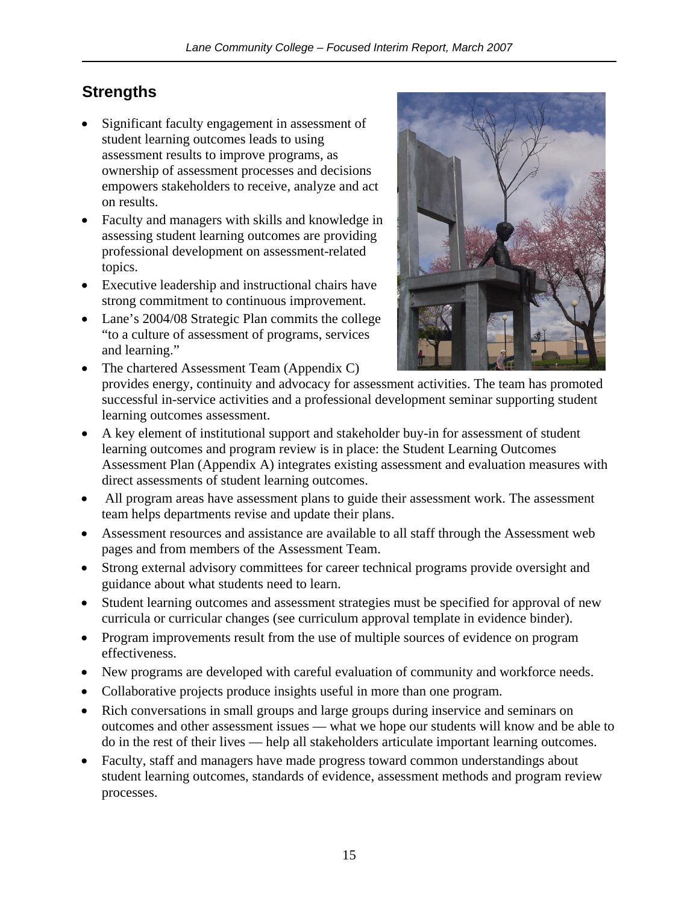## Strengths

- Significant faculty engagement in assessment of student learning outcomes leads to using assessment results to improve programs, as ownership of assessment processes and decisions empowers stakeholders to receive, analyze and act on results.
- Faculty and managers with skills and knowledge in assessing student learning outcomes are providing professional development on assessment-related topics.
- Executive leadership and instructional chairs have strong commitment to continuous improvement.
- Lane's 2004/08 Strategic Plan commits the college "to a culture of assessment of programs, services and learning."
- The chartered Assessment Team (Appendix C) provides energy, continuity and advocacy for assessment activities. The team has promoted successful in-service activities and a professional development seminar supporting student learning outcomes assessment.
- A key element of institutional support and stakeholder buy-in for assessment of student learning outcomes and program review is in place: the Student Learning Outcomes Assessment Plan (Appendix A) integrates existing assessment and evaluation measures with direct assessments of student learning outcomes.
- All program areas have assessment plans to guide their assessment work. The assessment team helps departments revise and update their plans.
- Assessment resources and assistance are available to all staff through the Assessment web pages and from members of the Assessment Team.
- Strong external advisory committees for career technical programs provide oversight and guidance about what students need to learn.
- Student learning outcomes and assessment strategies must be specified for approval of new curricula or curricular changes (see curriculum approval template in evidence binder).
- Program improvements result from the use of multiple sources of evidence on program effectiveness.
- New programs are developed with careful evaluation of community and workforce needs.
- Collaborative projects produce insights useful in more than one program.
- Rich conversations in small groups and large groups during inservice and seminars on outcomes and other assessment issues — what we hope our students will know and be able to do in the rest of their lives — help all stakeholders articulate important learning outcomes.
- Faculty, staff and managers have made progress toward common understandings about student learning outcomes, standards of evidence, assessment methods and program review processes.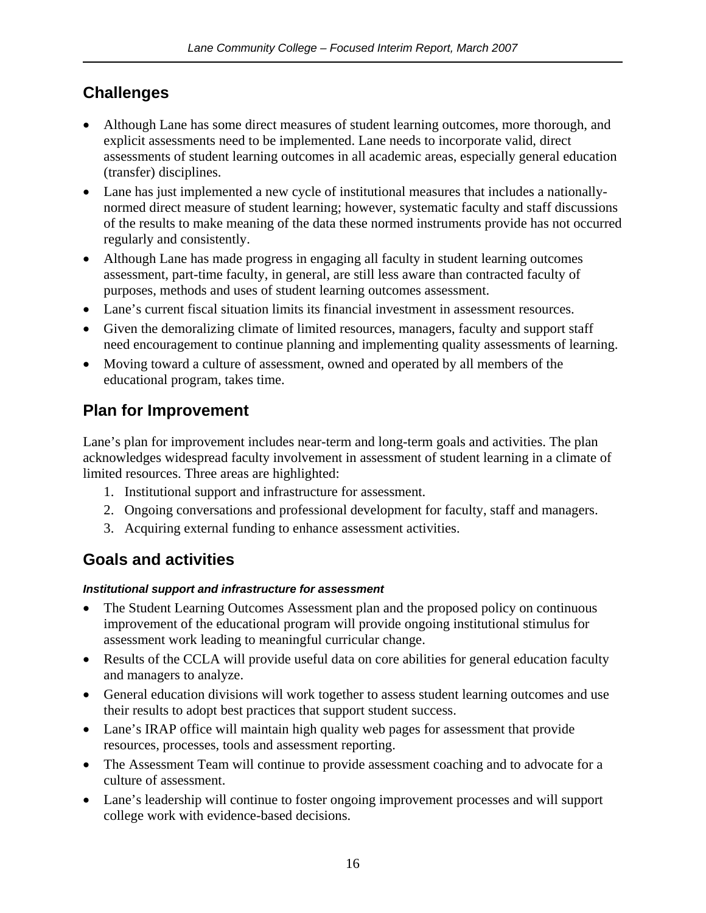## Challenges

- Although Lane has some direct measures of student learning outcomes, more thorough, and explicit assessments need to be implemented. Lane needs to incorporate valid, direct assessments of student learning outcomes in all academic areas, especially general education (transfer) disciplines.
- Lane has just implemented a new cycle of institutional measures that includes a nationally-normed direct measure of student learning; however, systematic faculty and staff discussions of the results to make meaning of the data these normed instruments provide has not occurred regularly and consistently.
- Although Lane has made progress in engaging all faculty in student learning outcomes assessment, part-time faculty, in general, are still less aware than contracted faculty of purposes, methods and uses of student learning outcomes assessment.
- Lane's current fiscal situation limits its financial investment in assessment resources.
- Given the demoralizing climate of limited resources, managers, faculty and support staff need encouragement to continue planning and implementing quality assessments of learning.
- Moving toward a culture of assessment, owned and operated by all members of the educational program, takes time.

## Plan for Improvement

Lane's plan for improvement includes near-term and long-term goals and activities. The plan acknowledges widespread faculty involvement in assessment of student learning in a climate of limited resources. Three areas are highlighted:

1. Institutional support and infrastructure for assessment.
2. Ongoing conversations and professional development for faculty, staff and managers.
3. Acquiring external funding to enhance assessment activities.

## Goals and activities

#### *Institutional support and infrastructure for assessment*

- The Student Learning Outcomes Assessment plan and the proposed policy on continuous improvement of the educational program will provide ongoing institutional stimulus for assessment work leading to meaningful curricular change.
- Results of the CCLA will provide useful data on core abilities for general education faculty and managers to analyze.
- General education divisions will work together to assess student learning outcomes and use their results to adopt best practices that support student success.
- Lane's IRAP office will maintain high quality web pages for assessment that provide resources, processes, tools and assessment reporting.
- The Assessment Team will continue to provide assessment coaching and to advocate for a culture of assessment.
- Lane's leadership will continue to foster ongoing improvement processes and will support college work with evidence-based decisions.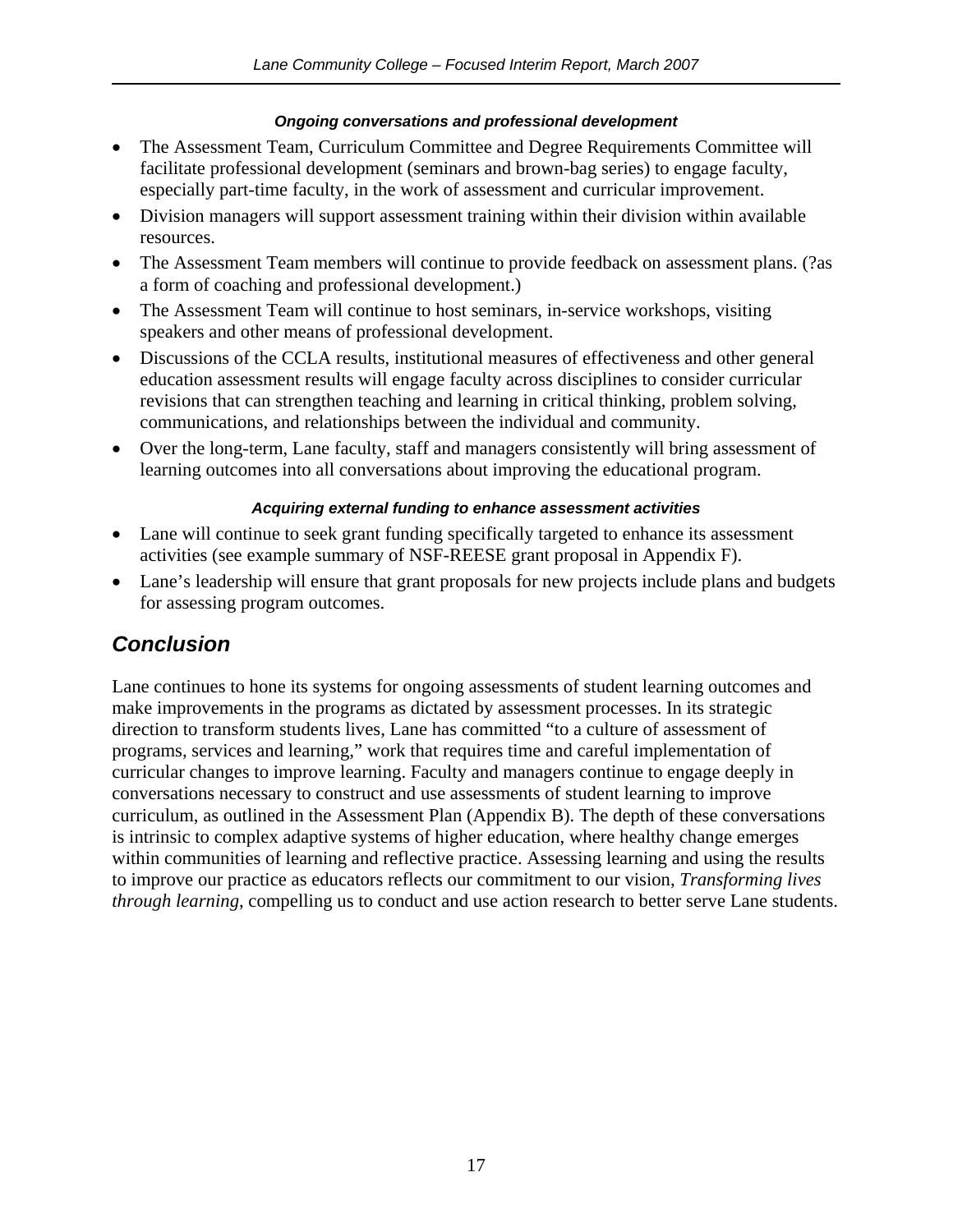#### *Ongoing conversations and professional development*

- The Assessment Team, Curriculum Committee and Degree Requirements Committee will facilitate professional development (seminars and brown-bag series) to engage faculty, especially part-time faculty, in the work of assessment and curricular improvement.
- Division managers will support assessment training within their division within available resources.
- The Assessment Team members will continue to provide feedback on assessment plans. (?as a form of coaching and professional development.)
- The Assessment Team will continue to host seminars, in-service workshops, visiting speakers and other means of professional development.
- Discussions of the CCLA results, institutional measures of effectiveness and other general education assessment results will engage faculty across disciplines to consider curricular revisions that can strengthen teaching and learning in critical thinking, problem solving, communications, and relationships between the individual and community.
- Over the long-term, Lane faculty, staff and managers consistently will bring assessment of learning outcomes into all conversations about improving the educational program.

#### *Acquiring external funding to enhance assessment activities*

- Lane will continue to seek grant funding specifically targeted to enhance its assessment activities (see example summary of NSF-REESE grant proposal in Appendix F).
- Lane's leadership will ensure that grant proposals for new projects include plans and budgets for assessing program outcomes.

## *Conclusion*

Lane continues to hone its systems for ongoing assessments of student learning outcomes and make improvements in the programs as dictated by assessment processes. In its strategic direction to transform students lives, Lane has committed "to a culture of assessment of programs, services and learning," work that requires time and careful implementation of curricular changes to improve learning. Faculty and managers continue to engage deeply in conversations necessary to construct and use assessments of student learning to improve curriculum, as outlined in the Assessment Plan (Appendix B). The depth of these conversations is intrinsic to complex adaptive systems of higher education, where healthy change emerges within communities of learning and reflective practice. Assessing learning and using the results to improve our practice as educators reflects our commitment to our vision, *Transforming lives through learning*, compelling us to conduct and use action research to better serve Lane students.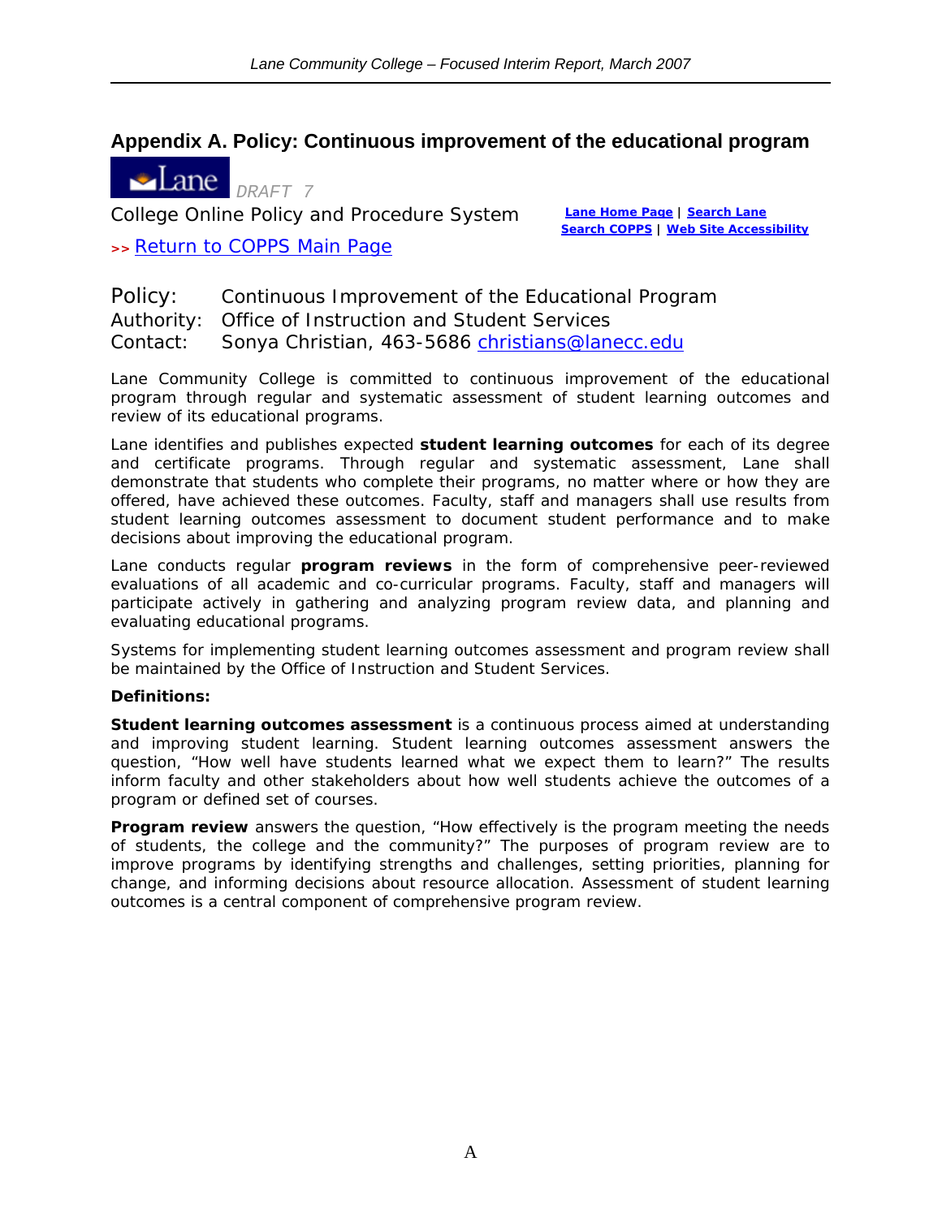## Appendix A. Policy: Continuous improvement of the educational program

Lane *DRAFT 7*

College Online Policy and Procedure System

**Lane Home Page** | **Search Lane**
**Search COPPS** | **Web Site Accessibility**

>> Return to COPPS Main Page

Policy: Continuous Improvement of the Educational Program
Authority: Office of Instruction and Student Services
Contact: Sonya Christian, 463-5686 christians@lanecc.edu

Lane Community College is committed to continuous improvement of the educational program through regular and systematic assessment of student learning outcomes and review of its educational programs.

Lane identifies and publishes expected **student learning outcomes** for each of its degree and certificate programs. Through regular and systematic assessment, Lane shall demonstrate that students who complete their programs, no matter where or how they are offered, have achieved these outcomes. Faculty, staff and managers shall use results from student learning outcomes assessment to document student performance and to make decisions about improving the educational program.

Lane conducts regular **program reviews** in the form of comprehensive peer-reviewed evaluations of all academic and co-curricular programs. Faculty, staff and managers will participate actively in gathering and analyzing program review data, and planning and evaluating educational programs.

Systems for implementing student learning outcomes assessment and program review shall be maintained by the Office of Instruction and Student Services.

**Definitions:**

**Student learning outcomes assessment** is a continuous process aimed at understanding and improving student learning. Student learning outcomes assessment answers the question, "How well have students learned what we expect them to learn?" The results inform faculty and other stakeholders about how well students achieve the outcomes of a program or defined set of courses.

**Program review** answers the question, "How effectively is the program meeting the needs of students, the college and the community?" The purposes of program review are to improve programs by identifying strengths and challenges, setting priorities, planning for change, and informing decisions about resource allocation. Assessment of student learning outcomes is a central component of comprehensive program review.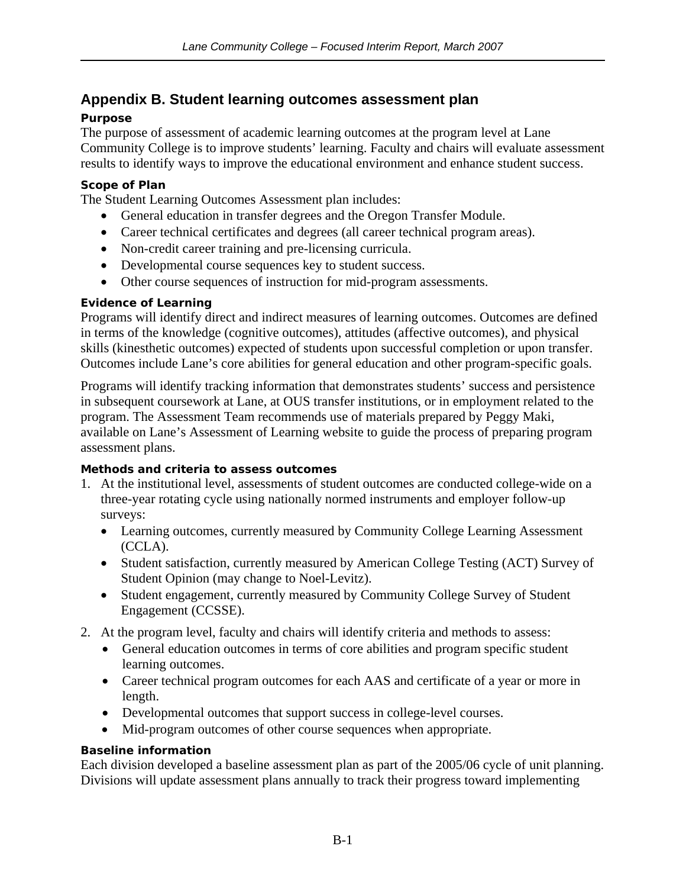## Appendix B. Student learning outcomes assessment plan

### Purpose

The purpose of assessment of academic learning outcomes at the program level at Lane Community College is to improve students' learning. Faculty and chairs will evaluate assessment results to identify ways to improve the educational environment and enhance student success.

### Scope of Plan

The Student Learning Outcomes Assessment plan includes:

- General education in transfer degrees and the Oregon Transfer Module.
- Career technical certificates and degrees (all career technical program areas).
- Non-credit career training and pre-licensing curricula.
- Developmental course sequences key to student success.
- Other course sequences of instruction for mid-program assessments.

### Evidence of Learning

Programs will identify direct and indirect measures of learning outcomes. Outcomes are defined in terms of the knowledge (cognitive outcomes), attitudes (affective outcomes), and physical skills (kinesthetic outcomes) expected of students upon successful completion or upon transfer. Outcomes include Lane's core abilities for general education and other program-specific goals.

Programs will identify tracking information that demonstrates students' success and persistence in subsequent coursework at Lane, at OUS transfer institutions, or in employment related to the program. The Assessment Team recommends use of materials prepared by Peggy Maki, available on Lane's Assessment of Learning website to guide the process of preparing program assessment plans.

### Methods and criteria to assess outcomes

1. At the institutional level, assessments of student outcomes are conducted college-wide on a three-year rotating cycle using nationally normed instruments and employer follow-up surveys:
   - Learning outcomes, currently measured by Community College Learning Assessment (CCLA).
   - Student satisfaction, currently measured by American College Testing (ACT) Survey of Student Opinion (may change to Noel-Levitz).
   - Student engagement, currently measured by Community College Survey of Student Engagement (CCSSE).
2. At the program level, faculty and chairs will identify criteria and methods to assess:
   - General education outcomes in terms of core abilities and program specific student learning outcomes.
   - Career technical program outcomes for each AAS and certificate of a year or more in length.
   - Developmental outcomes that support success in college-level courses.
   - Mid-program outcomes of other course sequences when appropriate.

### Baseline information

Each division developed a baseline assessment plan as part of the 2005/06 cycle of unit planning. Divisions will update assessment plans annually to track their progress toward implementing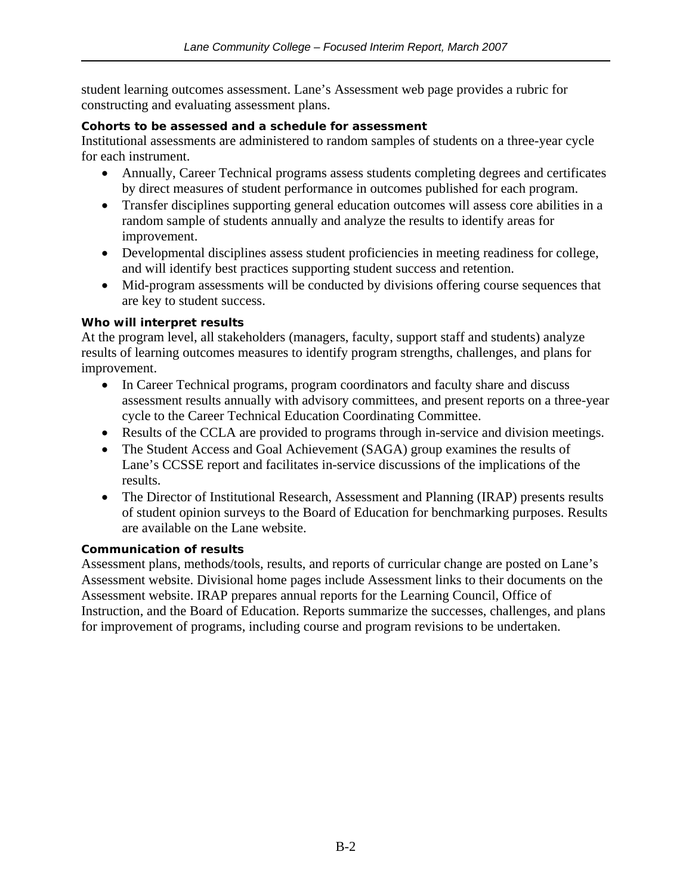student learning outcomes assessment. Lane's Assessment web page provides a rubric for constructing and evaluating assessment plans.

**Cohorts to be assessed and a schedule for assessment**

Institutional assessments are administered to random samples of students on a three-year cycle for each instrument.

- Annually, Career Technical programs assess students completing degrees and certificates by direct measures of student performance in outcomes published for each program.
- Transfer disciplines supporting general education outcomes will assess core abilities in a random sample of students annually and analyze the results to identify areas for improvement.
- Developmental disciplines assess student proficiencies in meeting readiness for college, and will identify best practices supporting student success and retention.
- Mid-program assessments will be conducted by divisions offering course sequences that are key to student success.

**Who will interpret results**

At the program level, all stakeholders (managers, faculty, support staff and students) analyze results of learning outcomes measures to identify program strengths, challenges, and plans for improvement.

- In Career Technical programs, program coordinators and faculty share and discuss assessment results annually with advisory committees, and present reports on a three-year cycle to the Career Technical Education Coordinating Committee.
- Results of the CCLA are provided to programs through in-service and division meetings.
- The Student Access and Goal Achievement (SAGA) group examines the results of Lane's CCSSE report and facilitates in-service discussions of the implications of the results.
- The Director of Institutional Research, Assessment and Planning (IRAP) presents results of student opinion surveys to the Board of Education for benchmarking purposes. Results are available on the Lane website.

**Communication of results**

Assessment plans, methods/tools, results, and reports of curricular change are posted on Lane's Assessment website. Divisional home pages include Assessment links to their documents on the Assessment website. IRAP prepares annual reports for the Learning Council, Office of Instruction, and the Board of Education. Reports summarize the successes, challenges, and plans for improvement of programs, including course and program revisions to be undertaken.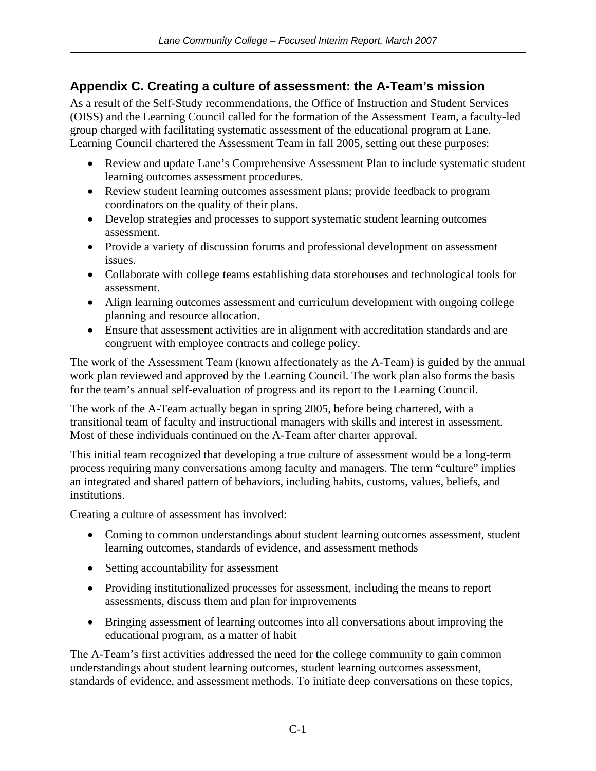## Appendix C. Creating a culture of assessment: the A-Team's mission

As a result of the Self-Study recommendations, the Office of Instruction and Student Services (OISS) and the Learning Council called for the formation of the Assessment Team, a faculty-led group charged with facilitating systematic assessment of the educational program at Lane. Learning Council chartered the Assessment Team in fall 2005, setting out these purposes:

- Review and update Lane's Comprehensive Assessment Plan to include systematic student learning outcomes assessment procedures.
- Review student learning outcomes assessment plans; provide feedback to program coordinators on the quality of their plans.
- Develop strategies and processes to support systematic student learning outcomes assessment.
- Provide a variety of discussion forums and professional development on assessment issues.
- Collaborate with college teams establishing data storehouses and technological tools for assessment.
- Align learning outcomes assessment and curriculum development with ongoing college planning and resource allocation.
- Ensure that assessment activities are in alignment with accreditation standards and are congruent with employee contracts and college policy.

The work of the Assessment Team (known affectionately as the A-Team) is guided by the annual work plan reviewed and approved by the Learning Council. The work plan also forms the basis for the team's annual self-evaluation of progress and its report to the Learning Council.

The work of the A-Team actually began in spring 2005, before being chartered, with a transitional team of faculty and instructional managers with skills and interest in assessment. Most of these individuals continued on the A-Team after charter approval.

This initial team recognized that developing a true culture of assessment would be a long-term process requiring many conversations among faculty and managers. The term "culture" implies an integrated and shared pattern of behaviors, including habits, customs, values, beliefs, and institutions.

Creating a culture of assessment has involved:

- Coming to common understandings about student learning outcomes assessment, student learning outcomes, standards of evidence, and assessment methods
- Setting accountability for assessment
- Providing institutionalized processes for assessment, including the means to report assessments, discuss them and plan for improvements
- Bringing assessment of learning outcomes into all conversations about improving the educational program, as a matter of habit

The A-Team's first activities addressed the need for the college community to gain common understandings about student learning outcomes, student learning outcomes assessment, standards of evidence, and assessment methods. To initiate deep conversations on these topics,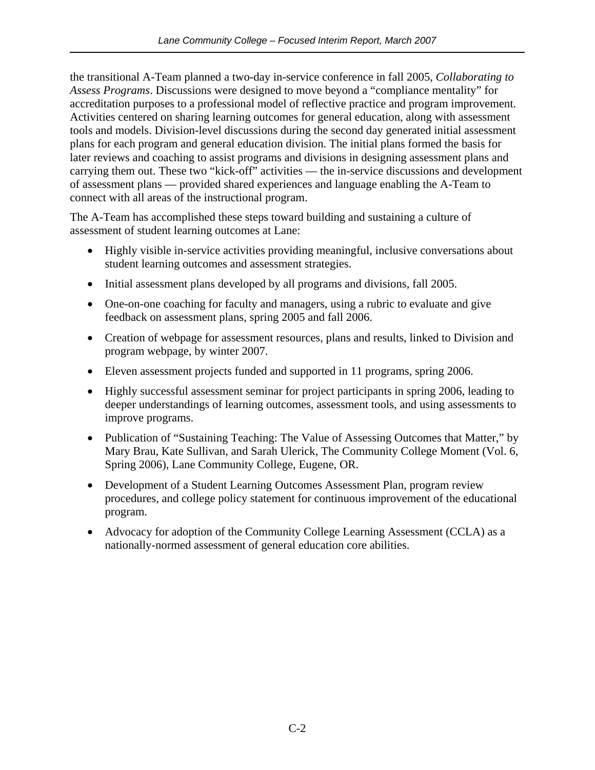the transitional A-Team planned a two-day in-service conference in fall 2005, *Collaborating to Assess Programs*. Discussions were designed to move beyond a "compliance mentality" for accreditation purposes to a professional model of reflective practice and program improvement. Activities centered on sharing learning outcomes for general education, along with assessment tools and models. Division-level discussions during the second day generated initial assessment plans for each program and general education division. The initial plans formed the basis for later reviews and coaching to assist programs and divisions in designing assessment plans and carrying them out. These two "kick-off" activities — the in-service discussions and development of assessment plans — provided shared experiences and language enabling the A-Team to connect with all areas of the instructional program.

The A-Team has accomplished these steps toward building and sustaining a culture of assessment of student learning outcomes at Lane:

- Highly visible in-service activities providing meaningful, inclusive conversations about student learning outcomes and assessment strategies.
- Initial assessment plans developed by all programs and divisions, fall 2005.
- One-on-one coaching for faculty and managers, using a rubric to evaluate and give feedback on assessment plans, spring 2005 and fall 2006.
- Creation of webpage for assessment resources, plans and results, linked to Division and program webpage, by winter 2007.
- Eleven assessment projects funded and supported in 11 programs, spring 2006.
- Highly successful assessment seminar for project participants in spring 2006, leading to deeper understandings of learning outcomes, assessment tools, and using assessments to improve programs.
- Publication of "Sustaining Teaching: The Value of Assessing Outcomes that Matter," by Mary Brau, Kate Sullivan, and Sarah Ulerick, The Community College Moment (Vol. 6, Spring 2006), Lane Community College, Eugene, OR.
- Development of a Student Learning Outcomes Assessment Plan, program review procedures, and college policy statement for continuous improvement of the educational program.
- Advocacy for adoption of the Community College Learning Assessment (CCLA) as a nationally-normed assessment of general education core abilities.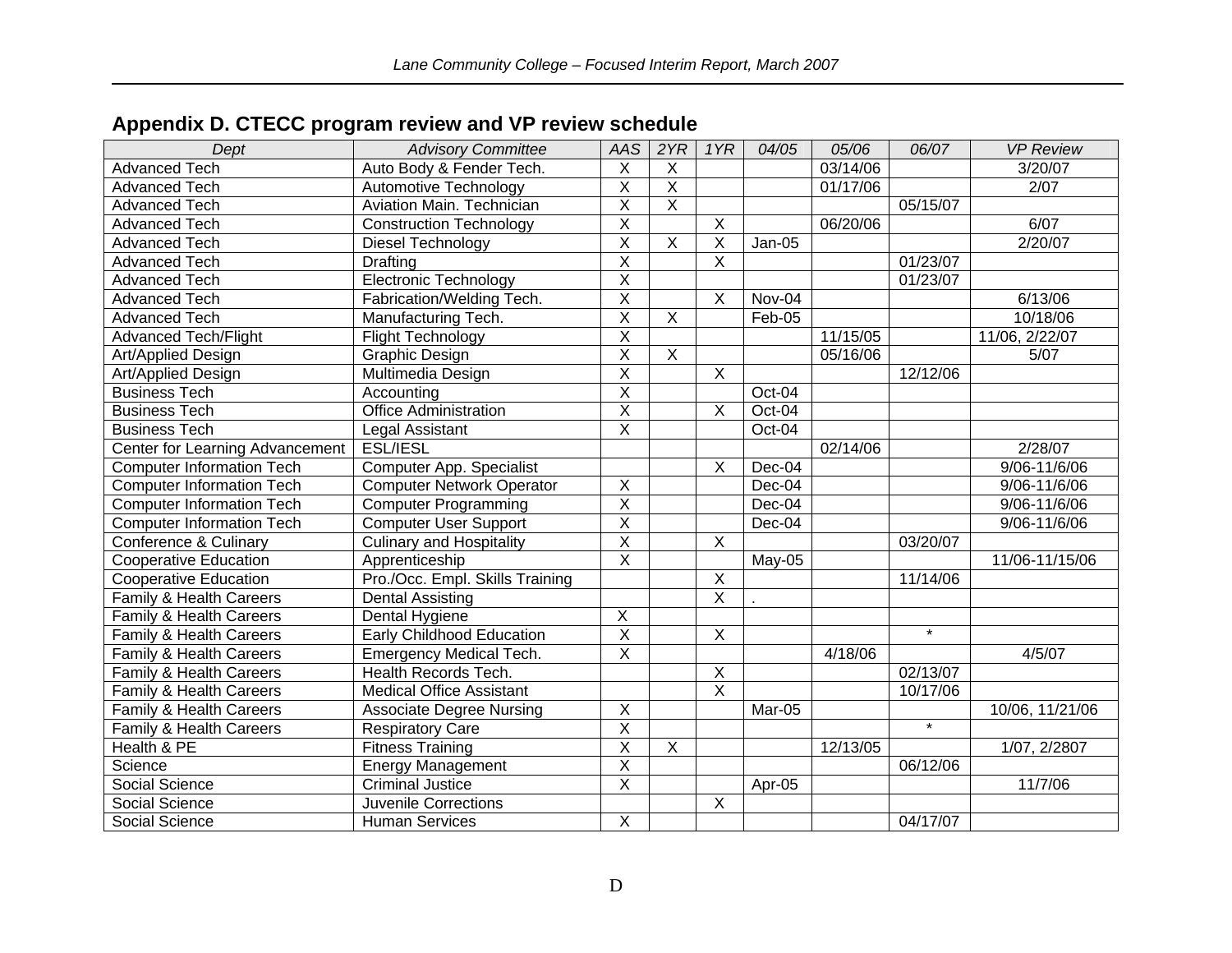## Appendix D. CTECC program review and VP review schedule

| *Dept* | *Advisory Committee* | *AAS* | *2YR* | *1YR* | *04/05* | *05/06* | *06/07* | *VP Review* |
|---|---|---|---|---|---|---|---|---|
| Advanced Tech | Auto Body & Fender Tech. | X | X | | | 03/14/06 | | 3/20/07 |
| Advanced Tech | Automotive Technology | X | X | | | 01/17/06 | | 2/07 |
| Advanced Tech | Aviation Main. Technician | X | X | | | | 05/15/07 | |
| Advanced Tech | Construction Technology | X | | X | | 06/20/06 | | 6/07 |
| Advanced Tech | Diesel Technology | X | X | X | Jan-05 | | | 2/20/07 |
| Advanced Tech | Drafting | X | | X | | | 01/23/07 | |
| Advanced Tech | Electronic Technology | X | | | | | 01/23/07 | |
| Advanced Tech | Fabrication/Welding Tech. | X | | X | Nov-04 | | | 6/13/06 |
| Advanced Tech | Manufacturing Tech. | X | X | | Feb-05 | | | 10/18/06 |
| Advanced Tech/Flight | Flight Technology | X | | | | 11/15/05 | | 11/06, 2/22/07 |
| Art/Applied Design | Graphic Design | X | X | | | 05/16/06 | | 5/07 |
| Art/Applied Design | Multimedia Design | X | | X | | | 12/12/06 | |
| Business Tech | Accounting | X | | | Oct-04 | | | |
| Business Tech | Office Administration | X | | X | Oct-04 | | | |
| Business Tech | Legal Assistant | X | | | Oct-04 | | | |
| Center for Learning Advancement | ESL/IESL | | | | | 02/14/06 | | 2/28/07 |
| Computer Information Tech | Computer App. Specialist | | | X | Dec-04 | | | 9/06-11/6/06 |
| Computer Information Tech | Computer Network Operator | X | | | Dec-04 | | | 9/06-11/6/06 |
| Computer Information Tech | Computer Programming | X | | | Dec-04 | | | 9/06-11/6/06 |
| Computer Information Tech | Computer User Support | X | | | Dec-04 | | | 9/06-11/6/06 |
| Conference & Culinary | Culinary and Hospitality | X | | X | | | 03/20/07 | |
| Cooperative Education | Apprenticeship | X | | | May-05 | | | 11/06-11/15/06 |
| Cooperative Education | Pro./Occ. Empl. Skills Training | | | X | | | 11/14/06 | |
| Family & Health Careers | Dental Assisting | | | X | . | | | |
| Family & Health Careers | Dental Hygiene | X | | | | | | |
| Family & Health Careers | Early Childhood Education | X | | X | | | * | |
| Family & Health Careers | Emergency Medical Tech. | X | | | | 4/18/06 | | 4/5/07 |
| Family & Health Careers | Health Records Tech. | | | X | | | 02/13/07 | |
| Family & Health Careers | Medical Office Assistant | | | X | | | 10/17/06 | |
| Family & Health Careers | Associate Degree Nursing | X | | | Mar-05 | | | 10/06, 11/21/06 |
| Family & Health Careers | Respiratory Care | X | | | | | * | |
| Health & PE | Fitness Training | X | X | | | 12/13/05 | | 1/07, 2/2807 |
| Science | Energy Management | X | | | | | 06/12/06 | |
| Social Science | Criminal Justice | X | | | Apr-05 | | | 11/7/06 |
| Social Science | Juvenile Corrections | | | X | | | | |
| Social Science | Human Services | X | | | | | 04/17/07 | |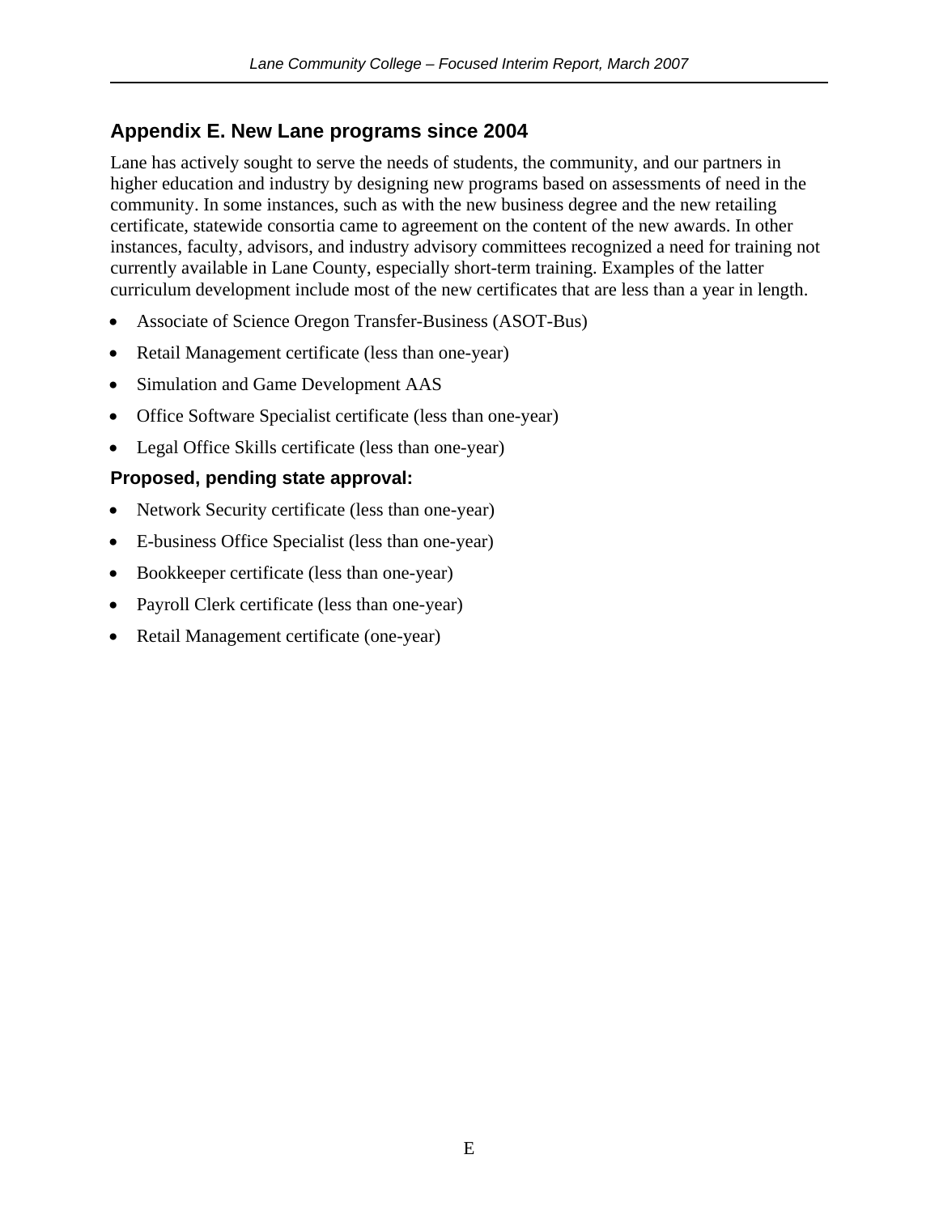## Appendix E. New Lane programs since 2004

Lane has actively sought to serve the needs of students, the community, and our partners in higher education and industry by designing new programs based on assessments of need in the community. In some instances, such as with the new business degree and the new retailing certificate, statewide consortia came to agreement on the content of the new awards. In other instances, faculty, advisors, and industry advisory committees recognized a need for training not currently available in Lane County, especially short-term training. Examples of the latter curriculum development include most of the new certificates that are less than a year in length.

- Associate of Science Oregon Transfer-Business (ASOT-Bus)
- Retail Management certificate (less than one-year)
- Simulation and Game Development AAS
- Office Software Specialist certificate (less than one-year)
- Legal Office Skills certificate (less than one-year)

### Proposed, pending state approval:

- Network Security certificate (less than one-year)
- E-business Office Specialist (less than one-year)
- Bookkeeper certificate (less than one-year)
- Payroll Clerk certificate (less than one-year)
- Retail Management certificate (one-year)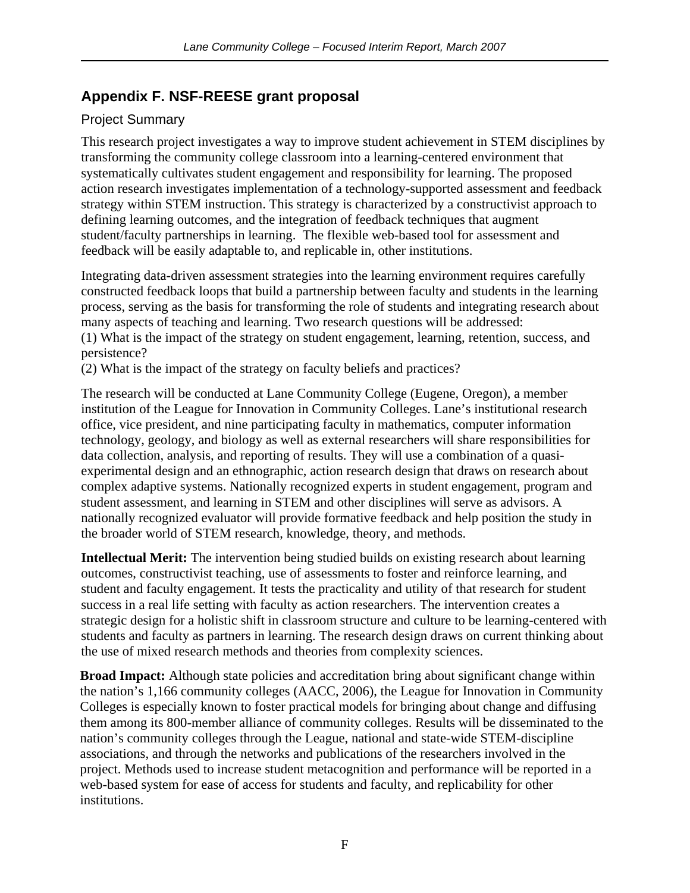## Appendix F. NSF-REESE grant proposal

### Project Summary

This research project investigates a way to improve student achievement in STEM disciplines by transforming the community college classroom into a learning-centered environment that systematically cultivates student engagement and responsibility for learning. The proposed action research investigates implementation of a technology-supported assessment and feedback strategy within STEM instruction. This strategy is characterized by a constructivist approach to defining learning outcomes, and the integration of feedback techniques that augment student/faculty partnerships in learning. The flexible web-based tool for assessment and feedback will be easily adaptable to, and replicable in, other institutions.

Integrating data-driven assessment strategies into the learning environment requires carefully constructed feedback loops that build a partnership between faculty and students in the learning process, serving as the basis for transforming the role of students and integrating research about many aspects of teaching and learning. Two research questions will be addressed:
(1) What is the impact of the strategy on student engagement, learning, retention, success, and persistence?
(2) What is the impact of the strategy on faculty beliefs and practices?

The research will be conducted at Lane Community College (Eugene, Oregon), a member institution of the League for Innovation in Community Colleges. Lane's institutional research office, vice president, and nine participating faculty in mathematics, computer information technology, geology, and biology as well as external researchers will share responsibilities for data collection, analysis, and reporting of results. They will use a combination of a quasi-experimental design and an ethnographic, action research design that draws on research about complex adaptive systems. Nationally recognized experts in student engagement, program and student assessment, and learning in STEM and other disciplines will serve as advisors. A nationally recognized evaluator will provide formative feedback and help position the study in the broader world of STEM research, knowledge, theory, and methods.

**Intellectual Merit:** The intervention being studied builds on existing research about learning outcomes, constructivist teaching, use of assessments to foster and reinforce learning, and student and faculty engagement. It tests the practicality and utility of that research for student success in a real life setting with faculty as action researchers. The intervention creates a strategic design for a holistic shift in classroom structure and culture to be learning-centered with students and faculty as partners in learning. The research design draws on current thinking about the use of mixed research methods and theories from complexity sciences.

**Broad Impact:** Although state policies and accreditation bring about significant change within the nation's 1,166 community colleges (AACC, 2006), the League for Innovation in Community Colleges is especially known to foster practical models for bringing about change and diffusing them among its 800-member alliance of community colleges. Results will be disseminated to the nation's community colleges through the League, national and state-wide STEM-discipline associations, and through the networks and publications of the researchers involved in the project. Methods used to increase student metacognition and performance will be reported in a web-based system for ease of access for students and faculty, and replicability for other institutions.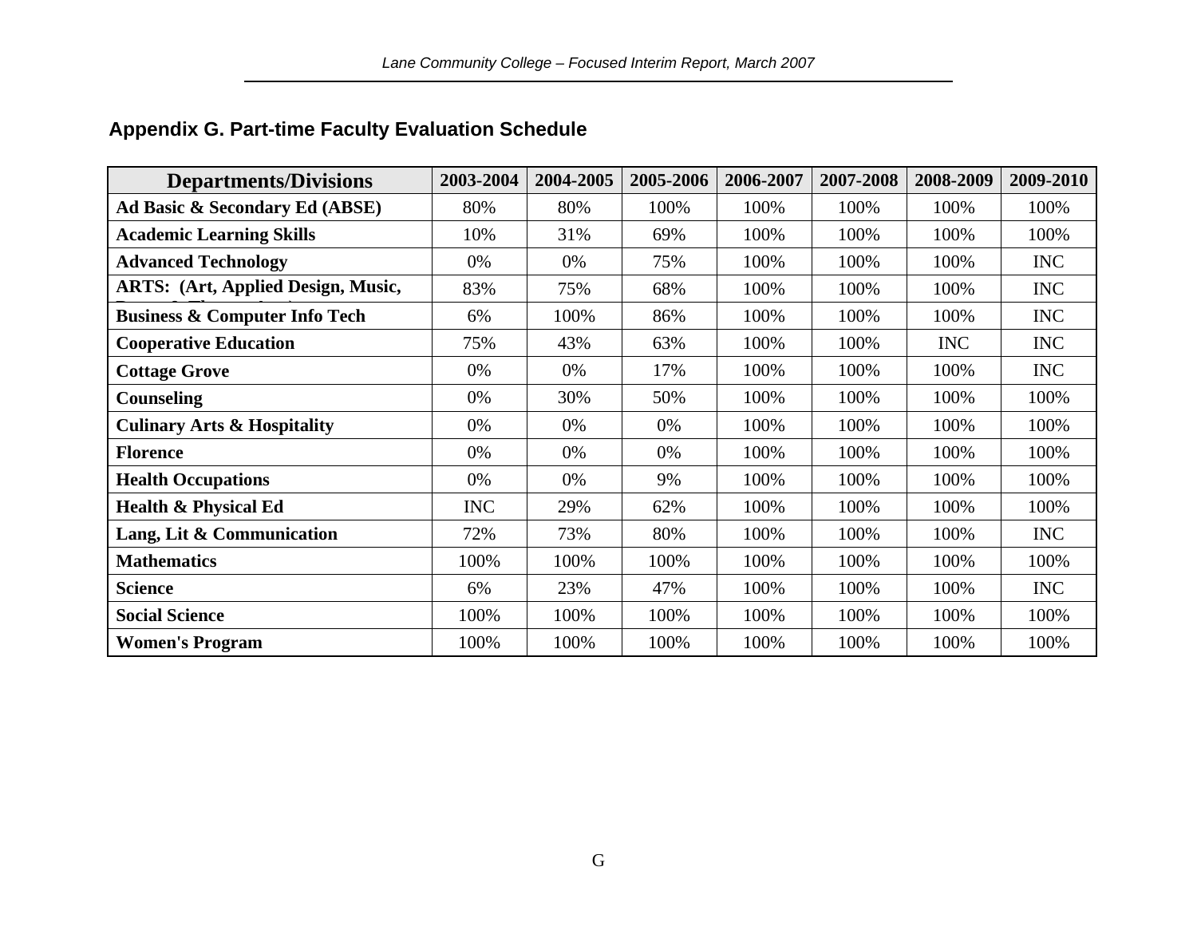## Appendix G. Part-time Faculty Evaluation Schedule

| Departments/Divisions | 2003-2004 | 2004-2005 | 2005-2006 | 2006-2007 | 2007-2008 | 2008-2009 | 2009-2010 |
|---|---|---|---|---|---|---|---|
| **Ad Basic & Secondary Ed (ABSE)** | 80% | 80% | 100% | 100% | 100% | 100% | 100% |
| **Academic Learning Skills** | 10% | 31% | 69% | 100% | 100% | 100% | 100% |
| **Advanced Technology** | 0% | 0% | 75% | 100% | 100% | 100% | INC |
| **ARTS: (Art, Applied Design, Music,** | 83% | 75% | 68% | 100% | 100% | 100% | INC |
| **Business & Computer Info Tech** | 6% | 100% | 86% | 100% | 100% | 100% | INC |
| **Cooperative Education** | 75% | 43% | 63% | 100% | 100% | INC | INC |
| **Cottage Grove** | 0% | 0% | 17% | 100% | 100% | 100% | INC |
| **Counseling** | 0% | 30% | 50% | 100% | 100% | 100% | 100% |
| **Culinary Arts & Hospitality** | 0% | 0% | 0% | 100% | 100% | 100% | 100% |
| **Florence** | 0% | 0% | 0% | 100% | 100% | 100% | 100% |
| **Health Occupations** | 0% | 0% | 9% | 100% | 100% | 100% | 100% |
| **Health & Physical Ed** | INC | 29% | 62% | 100% | 100% | 100% | 100% |
| **Lang, Lit & Communication** | 72% | 73% | 80% | 100% | 100% | 100% | INC |
| **Mathematics** | 100% | 100% | 100% | 100% | 100% | 100% | 100% |
| **Science** | 6% | 23% | 47% | 100% | 100% | 100% | INC |
| **Social Science** | 100% | 100% | 100% | 100% | 100% | 100% | 100% |
| **Women's Program** | 100% | 100% | 100% | 100% | 100% | 100% | 100% |